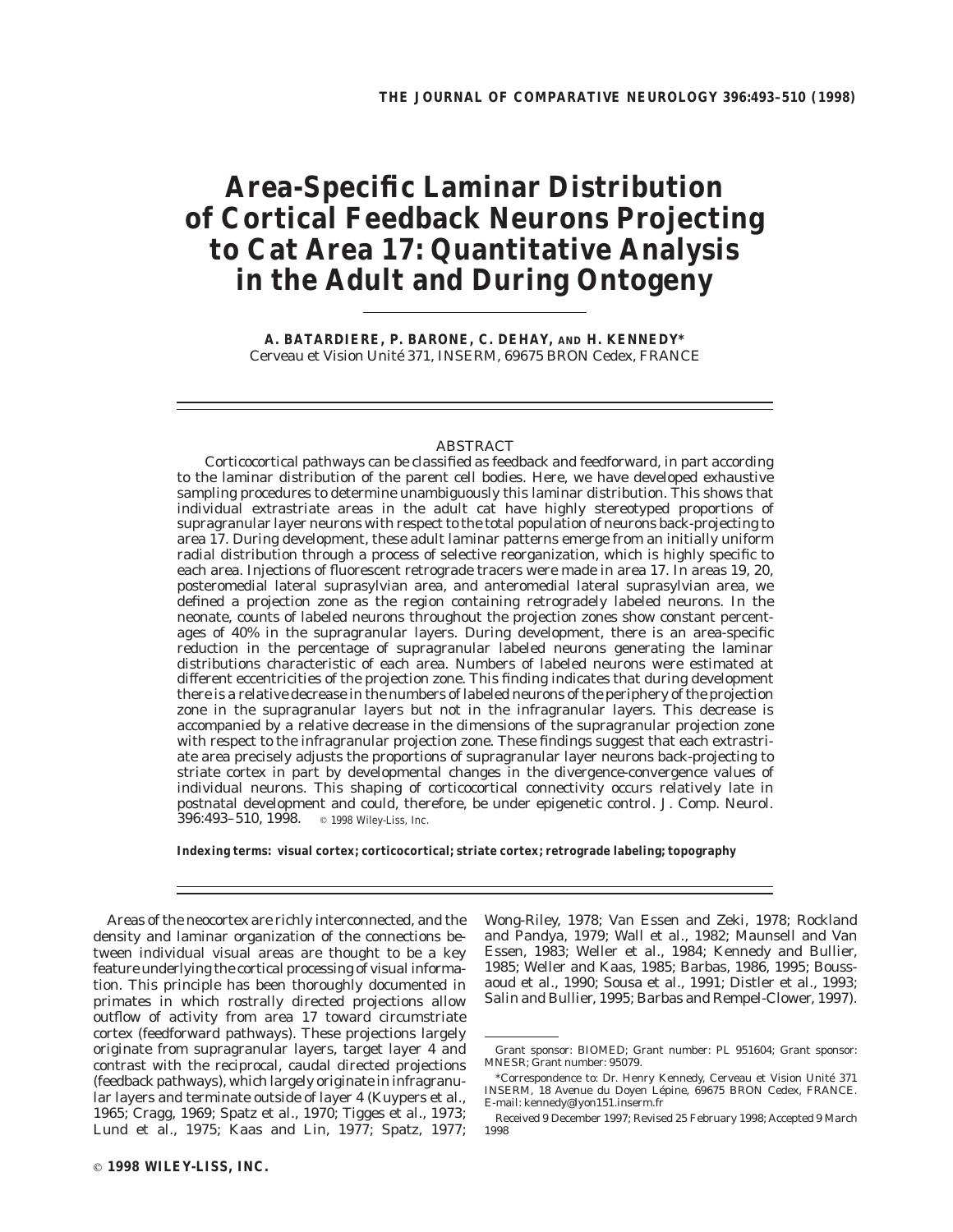# Area-Specific Laminar Distribution of Cortical Feedback Neurons Projecting to Cat Area 17: Quantitative Analysis in the Adult and During Ontogeny

**A. BATARDIERE, P. BARONE, C. DEHAY, AND H. KENNEDY***

Cerveau et Vision Unité 371, INSERM, 69675 BRON Cedex, FRANCE

## ABSTRACT

Corticocortical pathways can be classified as feedback and feedforward, in part according to the laminar distribution of the parent cell bodies. Here, we have developed exhaustive sampling procedures to determine unambiguously this laminar distribution. This shows that individual extrastriate areas in the adult cat have highly stereotyped proportions of supragranular layer neurons with respect to the total population of neurons back-projecting to area 17. During development, these adult laminar patterns emerge from an initially uniform radial distribution through a process of selective reorganization, which is highly specific to each area. Injections of fluorescent retrograde tracers were made in area 17. In areas 19, 20, posteromedial lateral suprasylvian area, and anteromedial lateral suprasylvian area, we defined a projection zone as the region containing retrogradely labeled neurons. In the neonate, counts of labeled neurons throughout the projection zones show constant percentages of 40% in the supragranular layers. During development, there is an area-specific reduction in the percentage of supragranular labeled neurons generating the laminar distributions characteristic of each area. Numbers of labeled neurons were estimated at different eccentricities of the projection zone. This finding indicates that during development there is a relative decrease in the numbers of labeled neurons of the periphery of the projection zone in the supragranular layers but not in the infragranular layers. This decrease is accompanied by a relative decrease in the dimensions of the supragranular projection zone with respect to the infragranular projection zone. These findings suggest that each extrastriate area precisely adjusts the proportions of supragranular layer neurons back-projecting to striate cortex in part by developmental changes in the divergence-convergence values of individual neurons. This shaping of corticocortical connectivity occurs relatively late in postnatal development and could, therefore, be under epigenetic control. J. Comp. Neurol. 396:493–510, 1998. © 1998 Wiley-Liss, Inc.

**Indexing terms: visual cortex; corticocortical; striate cortex; retrograde labeling; topography**

Areas of the neocortex are richly interconnected, and the density and laminar organization of the connections between individual visual areas are thought to be a key feature underlying the cortical processing of visual information. This principle has been thoroughly documented in primates in which rostrally directed projections allow outflow of activity from area 17 toward circumstriate cortex (feedforward pathways). These projections largely originate from supragranular layers, target layer 4 and contrast with the reciprocal, caudal directed projections (feedback pathways), which largely originate in infragranular layers and terminate outside of layer 4 (Kuypers et al., 1965; Cragg, 1969; Spatz et al., 1970; Tigges et al., 1973; Lund et al., 1975; Kaas and Lin, 1977; Spatz, 1977; Wong-Riley, 1978; Van Essen and Zeki, 1978; Rockland and Pandya, 1979; Wall et al., 1982; Maunsell and Van Essen, 1983; Weller et al., 1984; Kennedy and Bullier, 1985; Weller and Kaas, 1985; Barbas, 1986, 1995; Boussaoud et al., 1990; Sousa et al., 1991; Distler et al., 1993; Salin and Bullier, 1995; Barbas and Rempel-Clower, 1997).

Grant sponsor: BIOMED; Grant number: PL 951604; Grant sponsor: MNESR; Grant number: 95079.

*Correspondence to: Dr. Henry Kennedy, Cerveau et Vision Unité 371 INSERM, 18 Avenue du Doyen Lépine, 69675 BRON Cedex, FRANCE. E-mail: kennedy@lyon151.inserm.fr

Received 9 December 1997; Revised 25 February 1998; Accepted 9 March 1998

© 1998 WILEY-LISS, INC.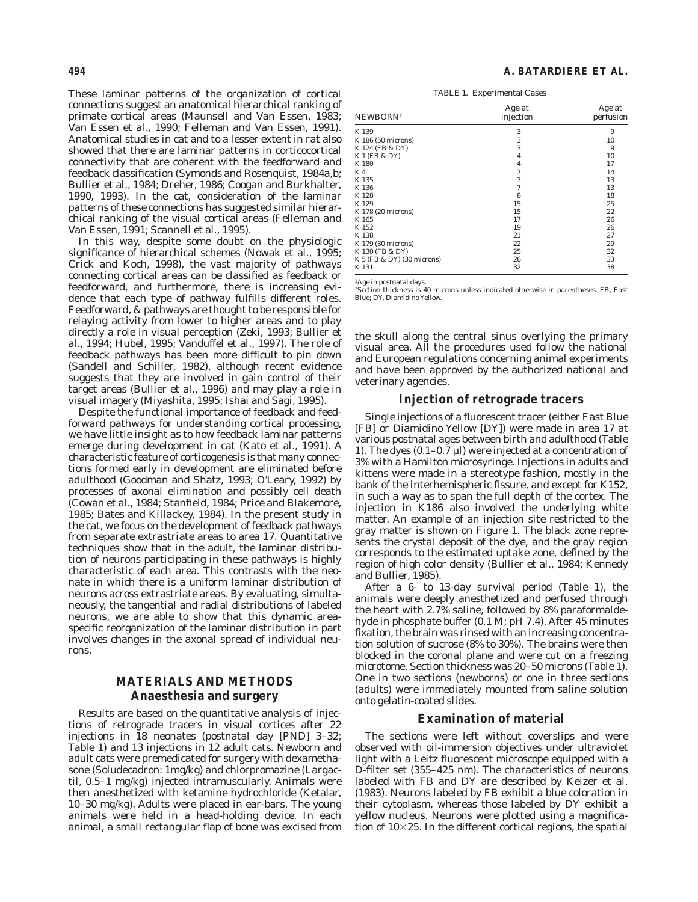These laminar patterns of the organization of cortical connections suggest an anatomical hierarchical ranking of primate cortical areas (Maunsell and Van Essen, 1983; Van Essen et al., 1990; Felleman and Van Essen, 1991). Anatomical studies in cat and to a lesser extent in rat also showed that there are laminar patterns in corticocortical connectivity that are coherent with the feedforward and feedback classification (Symonds and Rosenquist, 1984a,b; Bullier et al., 1984; Dreher, 1986; Coogan and Burkhalter, 1990, 1993). In the cat, consideration of the laminar patterns of these connections has suggested similar hierarchical ranking of the visual cortical areas (Felleman and Van Essen, 1991; Scannell et al., 1995).

In this way, despite some doubt on the physiologic significance of hierarchical schemes (Nowak et al., 1995; Crick and Koch, 1998), the vast majority of pathways connecting cortical areas can be classified as feedback or feedforward, and furthermore, there is increasing evidence that each type of pathway fulfills different roles. Feedforward, & pathways are thought to be responsible for relaying activity from lower to higher areas and to play directly a role in visual perception (Zeki, 1993; Bullier et al., 1994; Hubel, 1995; Vanduffel et al., 1997). The role of feedback pathways has been more difficult to pin down (Sandell and Schiller, 1982), although recent evidence suggests that they are involved in gain control of their target areas (Bullier et al., 1996) and may play a role in visual imagery (Miyashita, 1995; Ishai and Sagi, 1995).

Despite the functional importance of feedback and feedforward pathways for understanding cortical processing, we have little insight as to how feedback laminar patterns emerge during development in cat (Kato et al., 1991). A characteristic feature of corticogenesis is that many connections formed early in development are eliminated before adulthood (Goodman and Shatz, 1993; O'Leary, 1992) by processes of axonal elimination and possibly cell death (Cowan et al., 1984; Stanfield, 1984; Price and Blakemore, 1985; Bates and Killackey, 1984). In the present study in the cat, we focus on the development of feedback pathways from separate extrastriate areas to area 17. Quantitative techniques show that in the adult, the laminar distribution of neurons participating in these pathways is highly characteristic of each area. This contrasts with the neonate in which there is a uniform laminar distribution of neurons across extrastriate areas. By evaluating, simultaneously, the tangential and radial distributions of labeled neurons, we are able to show that this dynamic area-specific reorganization of the laminar distribution in part involves changes in the axonal spread of individual neurons.

## MATERIALS AND METHODS

### Anaesthesia and surgery

Results are based on the quantitative analysis of injections of retrograde tracers in visual cortices after 22 injections in 18 neonates (postnatal day [PND] 3–32; Table 1) and 13 injections in 12 adult cats. Newborn and adult cats were premedicated for surgery with dexamethasone (Soludecadron: 1mg/kg) and chlorpromazine (Largactil, 0.5–1 mg/kg) injected intramuscularly. Animals were then anesthetized with ketamine hydrochloride (Ketalar, 10–30 mg/kg). Adults were placed in ear-bars. The young animals were held in a head-holding device. In each animal, a small rectangular flap of bone was excised from the skull along the central sinus overlying the primary visual area. All the procedures used follow the national and European regulations concerning animal experiments and have been approved by the authorized national and veterinary agencies.

TABLE 1. Experimental Cases[1]

| NEWBORN[2] | Age at injection | Age at perfusion |
|---|---|---|
| K 139 | 3 | 9 |
| K 186 (50 microns) | 3 | 10 |
| K 124 (FB & DY) | 3 | 9 |
| K 1 (FB & DY) | 4 | 10 |
| K 180 | 4 | 17 |
| K 4 | 7 | 14 |
| K 135 | 7 | 13 |
| K 136 | 7 | 13 |
| K 128 | 8 | 18 |
| K 129 | 15 | 25 |
| K 178 (20 microns) | 15 | 22 |
| K 165 | 17 | 26 |
| K 152 | 19 | 26 |
| K 138 | 21 | 27 |
| K 179 (30 microns) | 22 | 29 |
| K 130 (FB & DY) | 25 | 32 |
| K 5 (FB & DY) (30 microns) | 26 | 33 |
| K 131 | 32 | 38 |

[1]Age in postnatal days.
[2]Section thickness is 40 microns unless indicated otherwise in parentheses. FB, Fast Blue; DY, Diamidino Yellow.

### Injection of retrograde tracers

Single injections of a fluorescent tracer (either Fast Blue [FB] or Diamidino Yellow [DY]) were made in area 17 at various postnatal ages between birth and adulthood (Table 1). The dyes (0.1–0.7 µl) were injected at a concentration of 3% with a Hamilton microsyringe. Injections in adults and kittens were made in a stereotype fashion, mostly in the bank of the interhemispheric fissure, and except for K152, in such a way as to span the full depth of the cortex. The injection in K186 also involved the underlying white matter. An example of an injection site restricted to the gray matter is shown on Figure 1. The black zone represents the crystal deposit of the dye, and the gray region corresponds to the estimated uptake zone, defined by the region of high color density (Bullier et al., 1984; Kennedy and Bullier, 1985).

After a 6- to 13-day survival period (Table 1), the animals were deeply anesthetized and perfused through the heart with 2.7% saline, followed by 8% paraformaldehyde in phosphate buffer (0.1 M; pH 7.4). After 45 minutes fixation, the brain was rinsed with an increasing concentration solution of sucrose (8% to 30%). The brains were then blocked in the coronal plane and were cut on a freezing microtome. Section thickness was 20–50 microns (Table 1). One in two sections (newborns) or one in three sections (adults) were immediately mounted from saline solution onto gelatin-coated slides.

### Examination of material

The sections were left without coverslips and were observed with oil-immersion objectives under ultraviolet light with a Leitz fluorescent microscope equipped with a D-filter set (355–425 nm). The characteristics of neurons labeled with FB and DY are described by Keizer et al. (1983). Neurons labeled by FB exhibit a blue coloration in their cytoplasm, whereas those labeled by DY exhibit a yellow nucleus. Neurons were plotted using a magnification of 10×25. In the different cortical regions, the spatial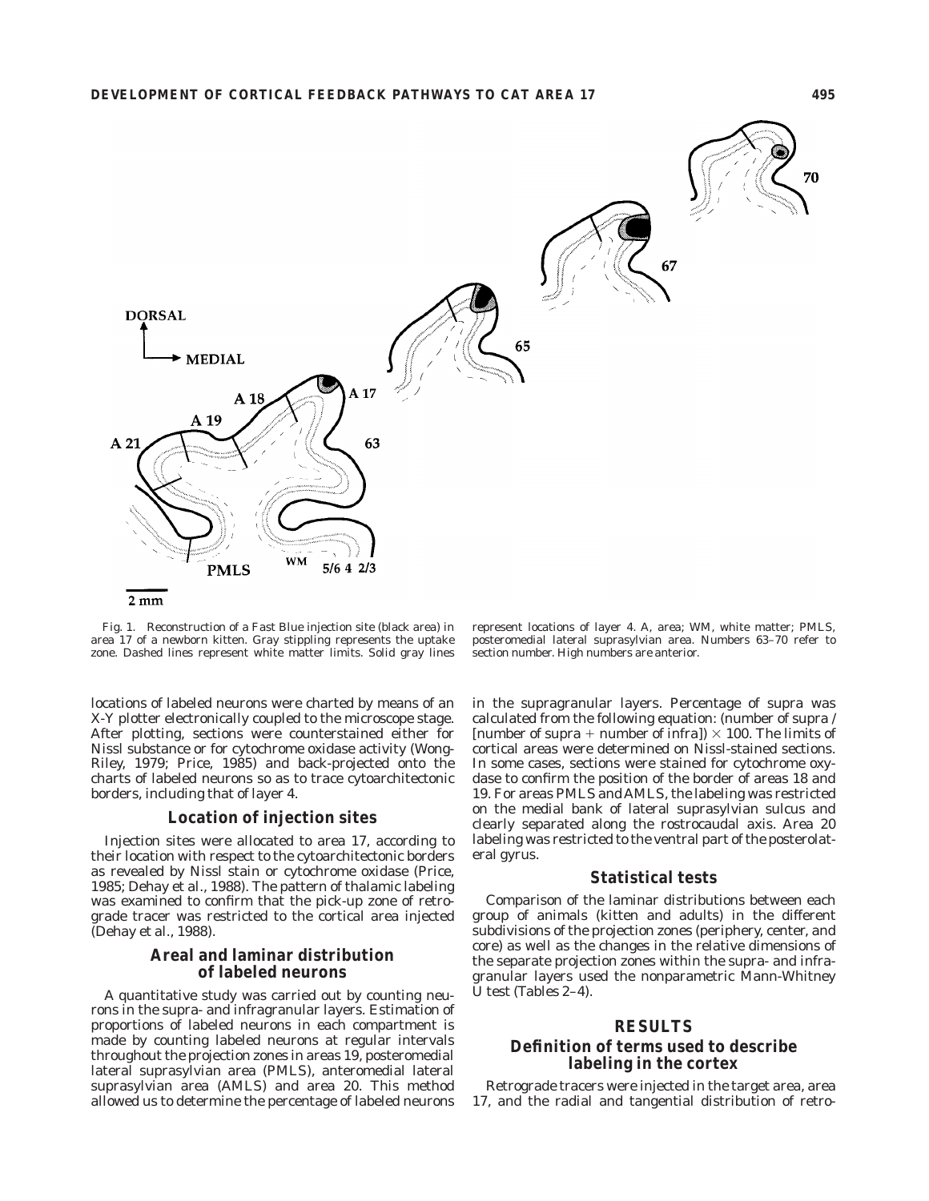Fig. 1. Reconstruction of a Fast Blue injection site (black area) in area 17 of a newborn kitten. Gray stippling represents the uptake zone. Dashed lines represent white matter limits. Solid gray lines represent locations of layer 4. A, area; WM, white matter; PMLS, posteromedial lateral suprasylvian area. Numbers 63–70 refer to section number. High numbers are anterior.

locations of labeled neurons were charted by means of an X-Y plotter electronically coupled to the microscope stage. After plotting, sections were counterstained either for Nissl substance or for cytochrome oxidase activity (Wong-Riley, 1979; Price, 1985) and back-projected onto the charts of labeled neurons so as to trace cytoarchitectonic borders, including that of layer 4.

### Location of injection sites

Injection sites were allocated to area 17, according to their location with respect to the cytoarchitectonic borders as revealed by Nissl stain or cytochrome oxidase (Price, 1985; Dehay et al., 1988). The pattern of thalamic labeling was examined to confirm that the pick-up zone of retrograde tracer was restricted to the cortical area injected (Dehay et al., 1988).

### Areal and laminar distribution of labeled neurons

A quantitative study was carried out by counting neurons in the supra- and infragranular layers. Estimation of proportions of labeled neurons in each compartment is made by counting labeled neurons at regular intervals throughout the projection zones in areas 19, posteromedial lateral suprasylvian area (PMLS), anteromedial lateral suprasylvian area (AMLS) and area 20. This method allowed us to determine the percentage of labeled neurons in the supragranular layers. Percentage of supra was calculated from the following equation: (number of supra / [number of supra + number of infra]) $\times$ 100. The limits of cortical areas were determined on Nissl-stained sections. In some cases, sections were stained for cytochrome oxydase to confirm the position of the border of areas 18 and 19. For areas PMLS and AMLS, the labeling was restricted on the medial bank of lateral suprasylvian sulcus and clearly separated along the rostrocaudal axis. Area 20 labeling was restricted to the ventral part of the posterolateral gyrus.

### Statistical tests

Comparison of the laminar distributions between each group of animals (kitten and adults) in the different subdivisions of the projection zones (periphery, center, and core) as well as the changes in the relative dimensions of the separate projection zones within the supra- and infragranular layers used the nonparametric Mann-Whitney U test (Tables 2–4).

## RESULTS

### Definition of terms used to describe labeling in the cortex

Retrograde tracers were injected in the target area, area 17, and the radial and tangential distribution of retro-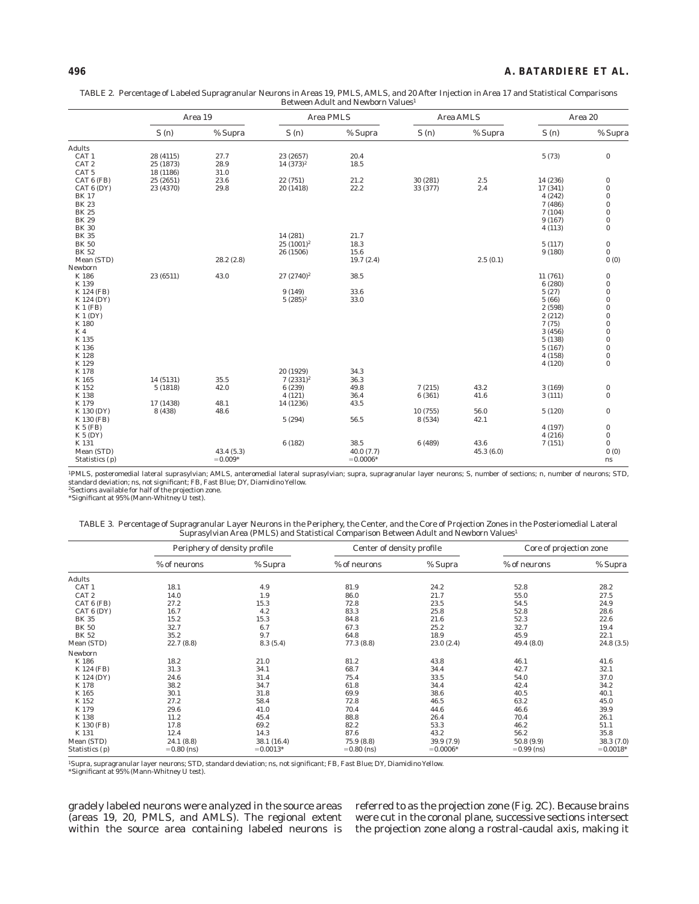TABLE 2. Percentage of Labeled Supragranular Neurons in Areas 19, PMLS, AMLS, and 20 After Injection in Area 17 and Statistical Comparisons Between Adult and Newborn Values[1]

| | Area 19 | | Area PMLS | | Area AMLS | | Area 20 | |
|---|---|---|---|---|---|---|---|---|
| | S (n) | % Supra | S (n) | % Supra | S (n) | % Supra | S (n) | % Supra |
| Adults | | | | | | | | |
| CAT 1 | 28 (4115) | 27.7 | 23 (2657) | 20.4 | | | 5 (73) | 0 |
| CAT 2 | 25 (1873) | 28.9 | 14 (373)[2] | 18.5 | | | | |
| CAT 5 | 18 (1186) | 31.0 | | | | | | |
| CAT 6 (FB) | 25 (2651) | 23.6 | 22 (751) | 21.2 | 30 (281) | 2.5 | 14 (236) | 0 |
| CAT 6 (DY) | 23 (4370) | 29.8 | 20 (1418) | 22.2 | 33 (377) | 2.4 | 17 (341) | 0 |
| BK 17 | | | | | | | 4 (242) | 0 |
| BK 23 | | | | | | | 7 (486) | 0 |
| BK 25 | | | | | | | 7 (104) | 0 |
| BK 29 | | | | | | | 9 (167) | 0 |
| BK 30 | | | | | | | 4 (113) | 0 |
| BK 35 | | | 14 (281) | 21.7 | | | | |
| BK 50 | | | 25 (1001)[2] | 18.3 | | | 5 (117) | 0 |
| BK 52 | | | 26 (1506) | 15.6 | | | 9 (180) | 0 |
| Mean (STD) | | 28.2 (2.8) | | 19.7 (2.4) | | 2.5 (0.1) | | 0 (0) |
| Newborn | | | | | | | | |
| K 186 | 23 (6511) | 43.0 | 27 (2740)[2] | 38.5 | | | 11 (761) | 0 |
| K 139 | | | | | | | 6 (280) | 0 |
| K 124 (FB) | | | 9 (149) | 33.6 | | | 5 (27) | 0 |
| K 124 (DY) | | | 5 (285)[2] | 33.0 | | | 5 (66) | 0 |
| K 1 (FB) | | | | | | | 2 (598) | 0 |
| K 1 (DY) | | | | | | | 2 (212) | 0 |
| K 180 | | | | | | | 7 (75) | 0 |
| K 4 | | | | | | | 3 (456) | 0 |
| K 135 | | | | | | | 5 (138) | 0 |
| K 136 | | | | | | | 5 (167) | 0 |
| K 128 | | | | | | | 4 (158) | 0 |
| K 129 | | | | | | | 4 (120) | 0 |
| K 178 | | | 20 (1929) | 34.3 | | | | |
| K 165 | 14 (5131) | 35.5 | 7 (2331)[2] | 36.3 | | | | |
| K 152 | 5 (1818) | 42.0 | 6 (239) | 49.8 | 7 (215) | 43.2 | 3 (169) | 0 |
| K 138 | | | 4 (121) | 36.4 | 6 (361) | 41.6 | 3 (111) | 0 |
| K 179 | 17 (1438) | 48.1 | 14 (1236) | 43.5 | | | | |
| K 130 (DY) | 8 (438) | 48.6 | | | 10 (755) | 56.0 | 5 (120) | 0 |
| K 130 (FB) | | | 5 (294) | 56.5 | 8 (534) | 42.1 | | |
| K 5 (FB) | | | | | | | 4 (197) | 0 |
| K 5 (DY) | | | | | | | 4 (216) | 0 |
| K 131 | | | 6 (182) | 38.5 | 6 (489) | 43.6 | 7 (151) | 0 |
| Mean (STD) | | 43.4 (5.3) | | 40.0 (7.7) | | 45.3 (6.0) | | 0 (0) |
| Statistics (p) | | =0.009* | | =0.0006* | | | | ns |

[1]PMLS, posteromedial lateral suprasylvian; AMLS, anteromedial lateral suprasylvian; supra, supragranular layer neurons; S, number of sections; n, number of neurons; STD, standard deviation; ns, not significant; FB, Fast Blue; DY, Diamidino Yellow.
[2]Sections available for half of the projection zone.
*Significant at 95% (Mann-Whitney U test).

TABLE 3. Percentage of Supragranular Layer Neurons in the Periphery, the Center, and the Core of Projection Zones in the Posteriomedial Lateral Suprasylvian Area (PMLS) and Statistical Comparison Between Adult and Newborn Values[1]

| | Periphery of density profile | | Center of density profile | | Core of projection zone | |
|---|---|---|---|---|---|---|
| | % of neurons | % Supra | % of neurons | % Supra | % of neurons | % Supra |
| Adults | | | | | | |
| CAT 1 | 18.1 | 4.9 | 81.9 | 24.2 | 52.8 | 28.2 |
| CAT 2 | 14.0 | 1.9 | 86.0 | 21.7 | 55.0 | 27.5 |
| CAT 6 (FB) | 27.2 | 15.3 | 72.8 | 23.5 | 54.5 | 24.9 |
| CAT 6 (DY) | 16.7 | 4.2 | 83.3 | 25.8 | 52.8 | 28.6 |
| BK 35 | 15.2 | 15.3 | 84.8 | 21.6 | 52.3 | 22.6 |
| BK 50 | 32.7 | 6.7 | 67.3 | 25.2 | 32.7 | 19.4 |
| BK 52 | 35.2 | 9.7 | 64.8 | 18.9 | 45.9 | 22.1 |
| Mean (STD) | 22.7 (8.8) | 8.3 (5.4) | 77.3 (8.8) | 23.0 (2.4) | 49.4 (8.0) | 24.8 (3.5) |
| Newborn | | | | | | |
| K 186 | 18.2 | 21.0 | 81.2 | 43.8 | 46.1 | 41.6 |
| K 124 (FB) | 31.3 | 34.1 | 68.7 | 34.4 | 42.7 | 32.1 |
| K 124 (DY) | 24.6 | 31.4 | 75.4 | 33.5 | 54.0 | 37.0 |
| K 178 | 38.2 | 34.7 | 61.8 | 34.4 | 42.4 | 34.2 |
| K 165 | 30.1 | 31.8 | 69.9 | 38.6 | 40.5 | 40.1 |
| K 152 | 27.2 | 58.4 | 72.8 | 46.5 | 63.2 | 45.0 |
| K 179 | 29.6 | 41.0 | 70.4 | 44.6 | 46.6 | 39.9 |
| K 138 | 11.2 | 45.4 | 88.8 | 26.4 | 70.4 | 26.1 |
| K 130 (FB) | 17.8 | 69.2 | 82.2 | 53.3 | 46.2 | 51.1 |
| K 131 | 12.4 | 14.3 | 87.6 | 43.2 | 56.2 | 35.8 |
| Mean (STD) | 24.1 (8.8) | 38.1 (16.4) | 75.9 (8.8) | 39.9 (7.9) | 50.8 (9.9) | 38.3 (7.0) |
| Statistics (p) | =0.80 (ns) | =0.0013* | =0.80 (ns) | =0.0006* | =0.99 (ns) | =0.0018* |

[1]Supra, supragranular layer neurons; STD, standard deviation; ns, not significant; FB, Fast Blue; DY, Diamidino Yellow.
*Significant at 95% (Mann-Whitney U test).

gradely labeled neurons were analyzed in the source areas (areas 19, 20, PMLS, and AMLS). The regional extent within the source area containing labeled neurons is referred to as the projection zone (Fig. 2C). Because brains were cut in the coronal plane, successive sections intersect the projection zone along a rostral-caudal axis, making it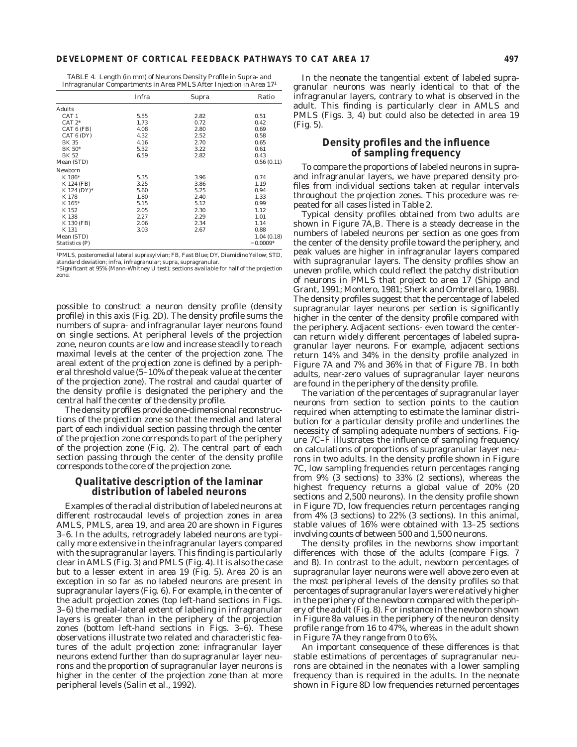TABLE 4. Length (in mm) of Neurons Density Profile in Supra- and Infragranular Compartments in Area PMLS After Injection in Area 17[1]

| | Infra | Supra | Ratio |
|---|---|---|---|
| Adults | | | |
| CAT 1 | 5.55 | 2.82 | 0.51 |
| CAT 2* | 1.73 | 0.72 | 0.42 |
| CAT 6 (FB) | 4.08 | 2.80 | 0.69 |
| CAT 6 (DY) | 4.32 | 2.52 | 0.58 |
| BK 35 | 4.16 | 2.70 | 0.65 |
| BK 50* | 5.32 | 3.22 | 0.61 |
| BK 52 | 6.59 | 2.82 | 0.43 |
| Mean (STD) | | | 0.56 (0.11) |
| Newborn | | | |
| K 186* | 5.35 | 3.96 | 0.74 |
| K 124 (FB) | 3.25 | 3.86 | 1.19 |
| K 124 (DY)* | 5.60 | 5.25 | 0.94 |
| K 178 | 1.80 | 2.40 | 1.33 |
| K 165* | 5.15 | 5.12 | 0.99 |
| K 152 | 2.05 | 2.30 | 1.12 |
| K 138 | 2.27 | 2.29 | 1.01 |
| K 130 (FB) | 2.06 | 2.34 | 1.14 |
| K 131 | 3.03 | 2.67 | 0.88 |
| Mean (STD) | | | 1.04 (0.18) |
| Statistics (P) | | | = 0.0009* |

[1]PMLS, posteromedial lateral suprasylvian; FB, Fast Blue; DY, Diamidino Yellow; STD, standard deviation; infra, infragranular; supra, supragranular.
*Significant at 95% (Mann-Whitney U test); sections available for half of the projection zone.

possible to construct a neuron density profile (density profile) in this axis (Fig. 2D). The density profile sums the numbers of supra- and infragranular layer neurons found on single sections. At peripheral levels of the projection zone, neuron counts are low and increase steadily to reach maximal levels at the center of the projection zone. The areal extent of the projection zone is defined by a peripheral threshold value (5–10% of the peak value at the center of the projection zone). The rostral and caudal quarter of the density profile is designated the periphery and the central half the center of the density profile.

The density profiles provide one-dimensional reconstructions of the projection zone so that the medial and lateral part of each individual section passing through the center of the projection zone corresponds to part of the periphery of the projection zone (Fig. 2). The central part of each section passing through the center of the density profile corresponds to the core of the projection zone.

## Qualitative description of the laminar distribution of labeled neurons

Examples of the radial distribution of labeled neurons at different rostrocaudal levels of projection zones in area AMLS, PMLS, area 19, and area 20 are shown in Figures 3–6. In the adults, retrogradely labeled neurons are typically more extensive in the infragranular layers compared with the supragranular layers. This finding is particularly clear in AMLS (Fig. 3) and PMLS (Fig. 4). It is also the case but to a lesser extent in area 19 (Fig. 5). Area 20 is an exception in so far as no labeled neurons are present in supragranular layers (Fig. 6). For example, in the center of the adult projection zones (top left-hand sections in Figs. 3–6) the medial-lateral extent of labeling in infragranular layers is greater than in the periphery of the projection zones (bottom left-hand sections in Figs. 3–6). These observations illustrate two related and characteristic features of the adult projection zone: infragranular layer neurons extend further than do supragranular layer neurons and the proportion of supragranular layer neurons is higher in the center of the projection zone than at more peripheral levels (Salin et al., 1992).

In the neonate the tangential extent of labeled supragranular neurons was nearly identical to that of the infragranular layers, contrary to what is observed in the adult. This finding is particularly clear in AMLS and PMLS (Figs. 3, 4) but could also be detected in area 19 (Fig. 5).

## Density profiles and the influence of sampling frequency

To compare the proportions of labeled neurons in supra- and infragranular layers, we have prepared density profiles from individual sections taken at regular intervals throughout the projection zones. This procedure was repeated for all cases listed in Table 2.

Typical density profiles obtained from two adults are shown in Figure 7A,B. There is a steady decrease in the numbers of labeled neurons per section as one goes from the center of the density profile toward the periphery, and peak values are higher in infragranular layers compared with supragranular layers. The density profiles show an uneven profile, which could reflect the patchy distribution of neurons in PMLS that project to area 17 (Shipp and Grant, 1991; Montero, 1981; Sherk and Ombrellaro, 1988). The density profiles suggest that the percentage of labeled supragranular layer neurons per section is significantly higher in the center of the density profile compared with the periphery. Adjacent sections- even toward the center-can return widely different percentages of labeled supragranular layer neurons. For example, adjacent sections return 14% and 34% in the density profile analyzed in Figure 7A and 7% and 36% in that of Figure 7B. In both adults, near-zero values of supragranular layer neurons are found in the periphery of the density profile.

The variation of the percentages of supragranular layer neurons from section to section points to the caution required when attempting to estimate the laminar distribution for a particular density profile and underlines the necessity of sampling adequate numbers of sections. Figure 7C–F illustrates the influence of sampling frequency on calculations of proportions of supragranular layer neurons in two adults. In the density profile shown in Figure 7C, low sampling frequencies return percentages ranging from 9% (3 sections) to 33% (2 sections), whereas the highest frequency returns a global value of 20% (20 sections and 2,500 neurons). In the density profile shown in Figure 7D, low frequencies return percentages ranging from 4% (3 sections) to 22% (3 sections). In this animal, stable values of 16% were obtained with 13–25 sections involving counts of between 500 and 1,500 neurons.

The density profiles in the newborns show important differences with those of the adults (compare Figs. 7 and 8). In contrast to the adult, newborn percentages of supragranular layer neurons were well above zero even at the most peripheral levels of the density profiles so that percentages of supragranular layers were relatively higher in the periphery of the newborn compared with the periphery of the adult (Fig. 8). For instance in the newborn shown in Figure 8a values in the periphery of the neuron density profile range from 16 to 47%, whereas in the adult shown in Figure 7A they range from 0 to 6%.

An important consequence of these differences is that stable estimations of percentages of supragranular neurons are obtained in the neonates with a lower sampling frequency than is required in the adults. In the neonate shown in Figure 8D low frequencies returned percentages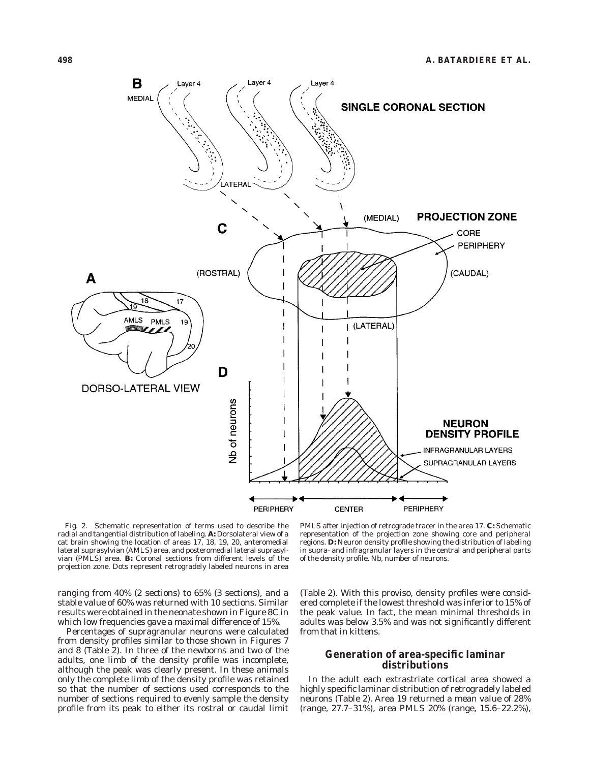Fig. 2. Schematic representation of terms used to describe the radial and tangential distribution of labeling. **A:** Dorsolateral view of a cat brain showing the location of areas 17, 18, 19, 20, anteromedial lateral suprasylvian (AMLS) area, and posteromedial lateral suprasylvian (PMLS) area. **B:** Coronal sections from different levels of the projection zone. Dots represent retrogradely labeled neurons in area PMLS after injection of retrograde tracer in the area 17. **C:** Schematic representation of the projection zone showing core and peripheral regions. **D:** Neuron density profile showing the distribution of labeling in supra- and infragranular layers in the central and peripheral parts of the density profile. Nb, number of neurons.

ranging from 40% (2 sections) to 65% (3 sections), and a stable value of 60% was returned with 10 sections. Similar results were obtained in the neonate shown in Figure 8C in which low frequencies gave a maximal difference of 15%.

Percentages of supragranular neurons were calculated from density profiles similar to those shown in Figures 7 and 8 (Table 2). In three of the newborns and two of the adults, one limb of the density profile was incomplete, although the peak was clearly present. In these animals only the complete limb of the density profile was retained so that the number of sections used corresponds to the number of sections required to evenly sample the density profile from its peak to either its rostral or caudal limit (Table 2). With this proviso, density profiles were considered complete if the lowest threshold was inferior to 15% of the peak value. In fact, the mean minimal thresholds in adults was below 3.5% and was not significantly different from that in kittens.

## Generation of area-specific laminar distributions

In the adult each extrastriate cortical area showed a highly specific laminar distribution of retrogradely labeled neurons (Table 2). Area 19 returned a mean value of 28% (range, 27.7–31%), area PMLS 20% (range, 15.6–22.2%),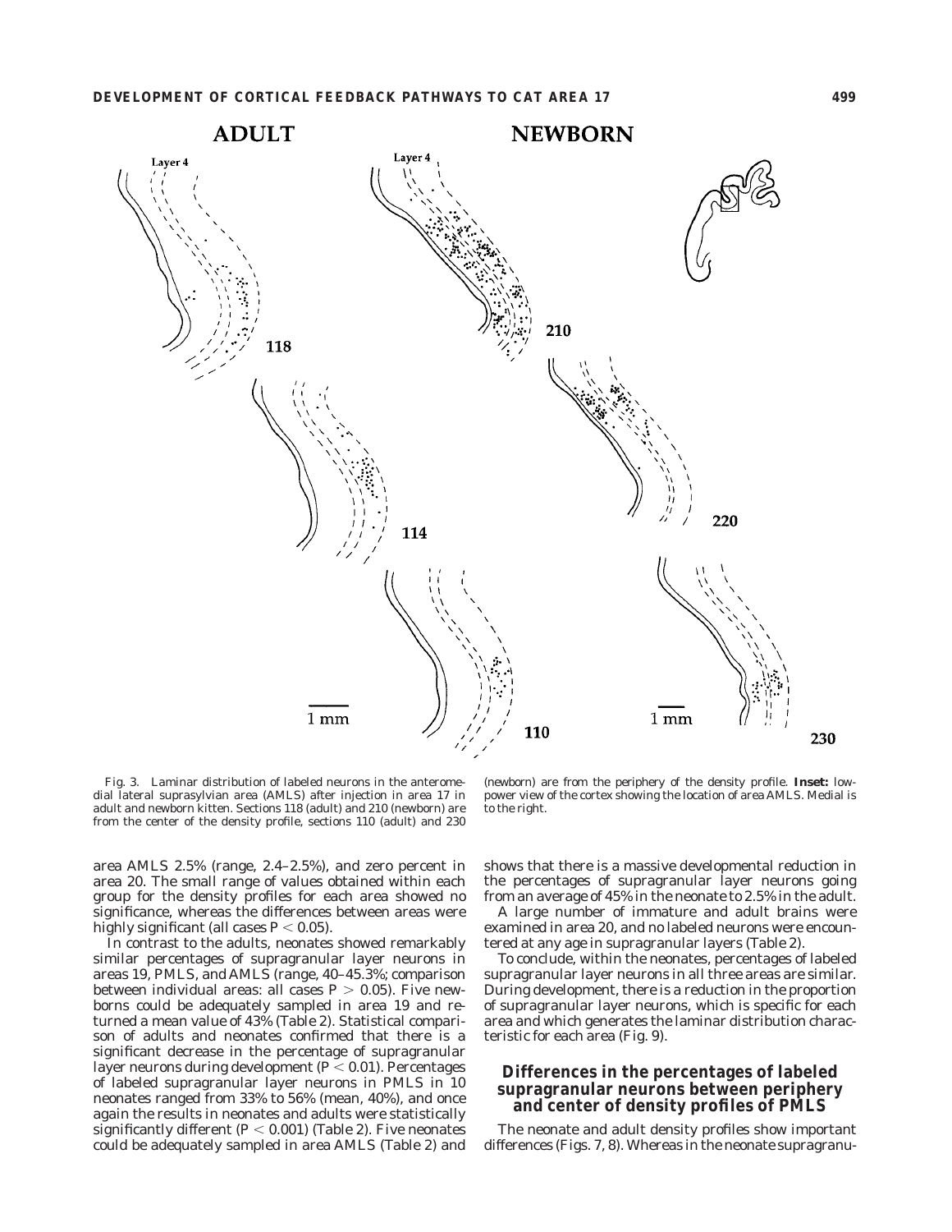Fig. 3. Laminar distribution of labeled neurons in the anteromedial lateral suprasylvian area (AMLS) after injection in area 17 in adult and newborn kitten. Sections 118 (adult) and 210 (newborn) are from the center of the density profile, sections 110 (adult) and 230 (newborn) are from the periphery of the density profile. **Inset:** low-power view of the cortex showing the location of area AMLS. Medial is to the right.

area AMLS 2.5% (range, 2.4–2.5%), and zero percent in area 20. The small range of values obtained within each group for the density profiles for each area showed no significance, whereas the differences between areas were highly significant (all cases $P < 0.05$).

In contrast to the adults, neonates showed remarkably similar percentages of supragranular layer neurons in areas 19, PMLS, and AMLS (range, 40–45.3%; comparison between individual areas: all cases $P > 0.05$). Five newborns could be adequately sampled in area 19 and returned a mean value of 43% (Table 2). Statistical comparison of adults and neonates confirmed that there is a significant decrease in the percentage of supragranular layer neurons during development ($P < 0.01$). Percentages of labeled supragranular layer neurons in PMLS in 10 neonates ranged from 33% to 56% (mean, 40%), and once again the results in neonates and adults were statistically significantly different ($P < 0.001$) (Table 2). Five neonates could be adequately sampled in area AMLS (Table 2) and shows that there is a massive developmental reduction in the percentages of supragranular layer neurons going from an average of 45% in the neonate to 2.5% in the adult.

A large number of immature and adult brains were examined in area 20, and no labeled neurons were encountered at any age in supragranular layers (Table 2).

To conclude, within the neonates, percentages of labeled supragranular layer neurons in all three areas are similar. During development, there is a reduction in the proportion of supragranular layer neurons, which is specific for each area and which generates the laminar distribution characteristic for each area (Fig. 9).

## Differences in the percentages of labeled supragranular neurons between periphery and center of density profiles of PMLS

The neonate and adult density profiles show important differences (Figs. 7, 8). Whereas in the neonate supragranu-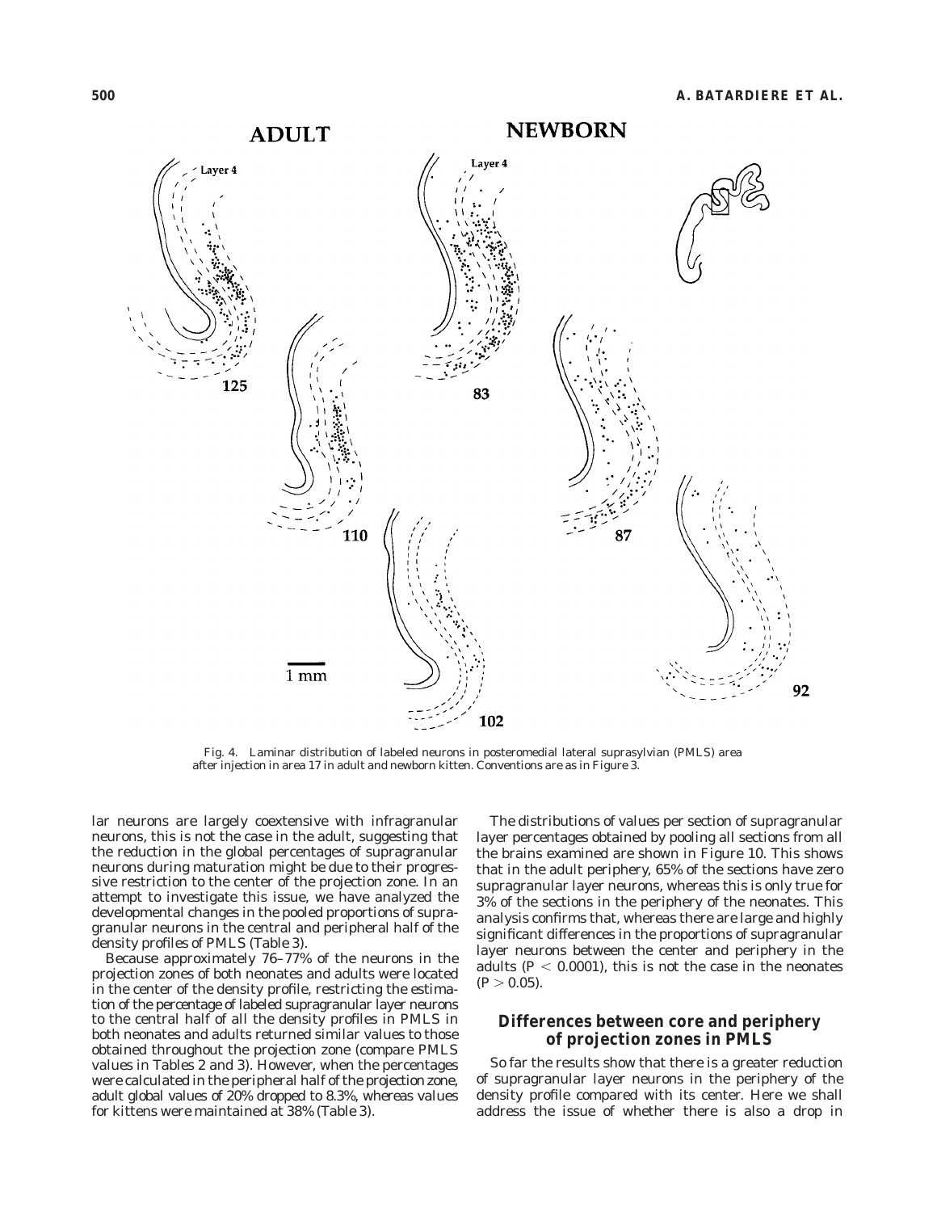Fig. 4. Laminar distribution of labeled neurons in posteromedial lateral suprasylvian (PMLS) area after injection in area 17 in adult and newborn kitten. Conventions are as in Figure 3.

lar neurons are largely coextensive with infragranular neurons, this is not the case in the adult, suggesting that the reduction in the global percentages of supragranular neurons during maturation might be due to their progressive restriction to the center of the projection zone. In an attempt to investigate this issue, we have analyzed the developmental changes in the pooled proportions of supragranular neurons in the central and peripheral half of the density profiles of PMLS (Table 3).

Because approximately 76–77% of the neurons in the projection zones of both neonates and adults were located in the center of the density profile, restricting the estimation of the percentage of labeled supragranular layer neurons to the central half of all the density profiles in PMLS in both neonates and adults returned similar values to those obtained throughout the projection zone (compare PMLS values in Tables 2 and 3). However, when the percentages were calculated in the peripheral half of the projection zone, adult global values of 20% dropped to 8.3%, whereas values for kittens were maintained at 38% (Table 3).

The distributions of values per section of supragranular layer percentages obtained by pooling all sections from all the brains examined are shown in Figure 10. This shows that in the adult periphery, 65% of the sections have zero supragranular layer neurons, whereas this is only true for 3% of the sections in the periphery of the neonates. This analysis confirms that, whereas there are large and highly significant differences in the proportions of supragranular layer neurons between the center and periphery in the adults ($P < 0.0001$), this is not the case in the neonates ($P > 0.05$).

## Differences between core and periphery of projection zones in PMLS

So far the results show that there is a greater reduction of supragranular layer neurons in the periphery of the density profile compared with its center. Here we shall address the issue of whether there is also a drop in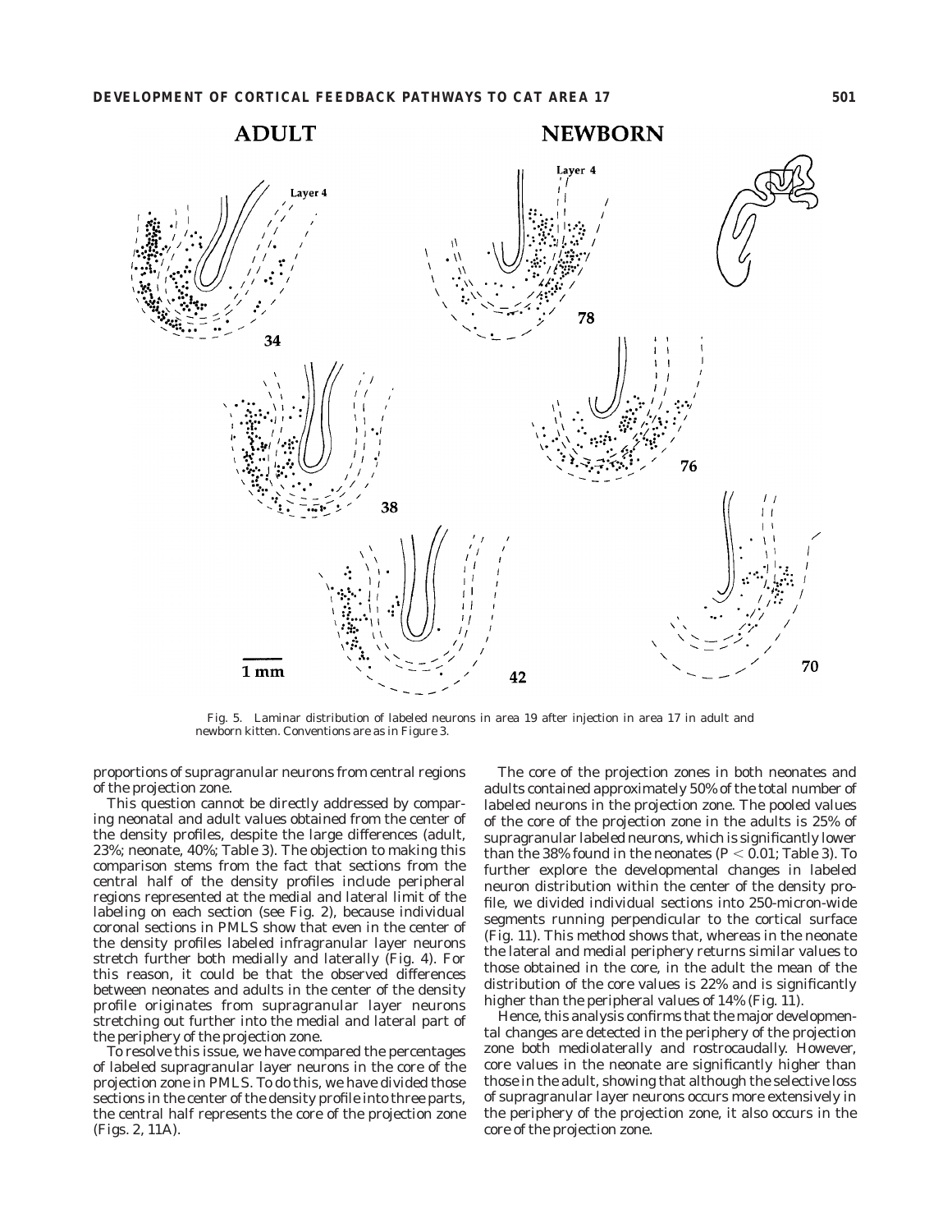Fig. 5. Laminar distribution of labeled neurons in area 19 after injection in area 17 in adult and newborn kitten. Conventions are as in Figure 3.

proportions of supragranular neurons from central regions of the projection zone.

This question cannot be directly addressed by comparing neonatal and adult values obtained from the center of the density profiles, despite the large differences (adult, 23%; neonate, 40%; Table 3). The objection to making this comparison stems from the fact that sections from the central half of the density profiles include peripheral regions represented at the medial and lateral limit of the labeling on each section (see Fig. 2), because individual coronal sections in PMLS show that even in the center of the density profiles labeled infragranular layer neurons stretch further both medially and laterally (Fig. 4). For this reason, it could be that the observed differences between neonates and adults in the center of the density profile originates from supragranular layer neurons stretching out further into the medial and lateral part of the periphery of the projection zone.

To resolve this issue, we have compared the percentages of labeled supragranular layer neurons in the core of the projection zone in PMLS. To do this, we have divided those sections in the center of the density profile into three parts, the central half represents the core of the projection zone (Figs. 2, 11A).

The core of the projection zones in both neonates and adults contained approximately 50% of the total number of labeled neurons in the projection zone. The pooled values of the core of the projection zone in the adults is 25% of supragranular labeled neurons, which is significantly lower than the 38% found in the neonates ($P < 0.01$; Table 3). To further explore the developmental changes in labeled neuron distribution within the center of the density profile, we divided individual sections into 250-micron-wide segments running perpendicular to the cortical surface (Fig. 11). This method shows that, whereas in the neonate the lateral and medial periphery returns similar values to those obtained in the core, in the adult the mean of the distribution of the core values is 22% and is significantly higher than the peripheral values of 14% (Fig. 11).

Hence, this analysis confirms that the major developmental changes are detected in the periphery of the projection zone both mediolaterally and rostrocaudally. However, core values in the neonate are significantly higher than those in the adult, showing that although the selective loss of supragranular layer neurons occurs more extensively in the periphery of the projection zone, it also occurs in the core of the projection zone.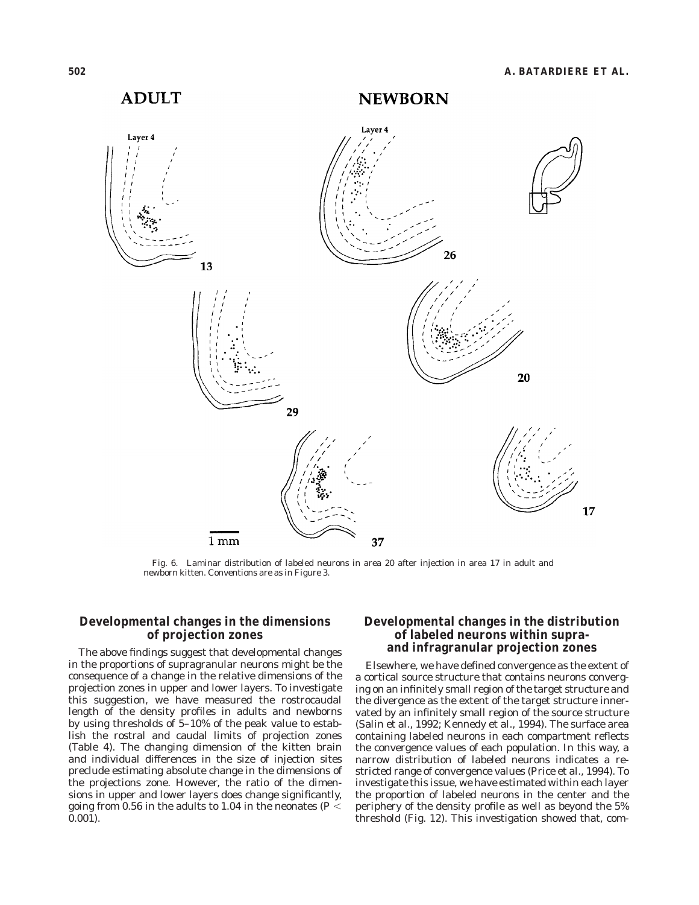Fig. 6. Laminar distribution of labeled neurons in area 20 after injection in area 17 in adult and newborn kitten. Conventions are as in Figure 3.

## Developmental changes in the dimensions of projection zones

The above findings suggest that developmental changes in the proportions of supragranular neurons might be the consequence of a change in the relative dimensions of the projection zones in upper and lower layers. To investigate this suggestion, we have measured the rostrocaudal length of the density profiles in adults and newborns by using thresholds of 5–10% of the peak value to establish the rostral and caudal limits of projection zones (Table 4). The changing dimension of the kitten brain and individual differences in the size of injection sites preclude estimating absolute change in the dimensions of the projections zone. However, the ratio of the dimensions in upper and lower layers does change significantly, going from 0.56 in the adults to 1.04 in the neonates ($P < 0.001$).

## Developmental changes in the distribution of labeled neurons within supra- and infragranular projection zones

Elsewhere, we have defined convergence as the extent of a cortical source structure that contains neurons converging on an infinitely small region of the target structure and the divergence as the extent of the target structure innervated by an infinitely small region of the source structure (Salin et al., 1992; Kennedy et al., 1994). The surface area containing labeled neurons in each compartment reflects the convergence values of each population. In this way, a narrow distribution of labeled neurons indicates a restricted range of convergence values (Price et al., 1994). To investigate this issue, we have estimated within each layer the proportion of labeled neurons in the center and the periphery of the density profile as well as beyond the 5% threshold (Fig. 12). This investigation showed that, com-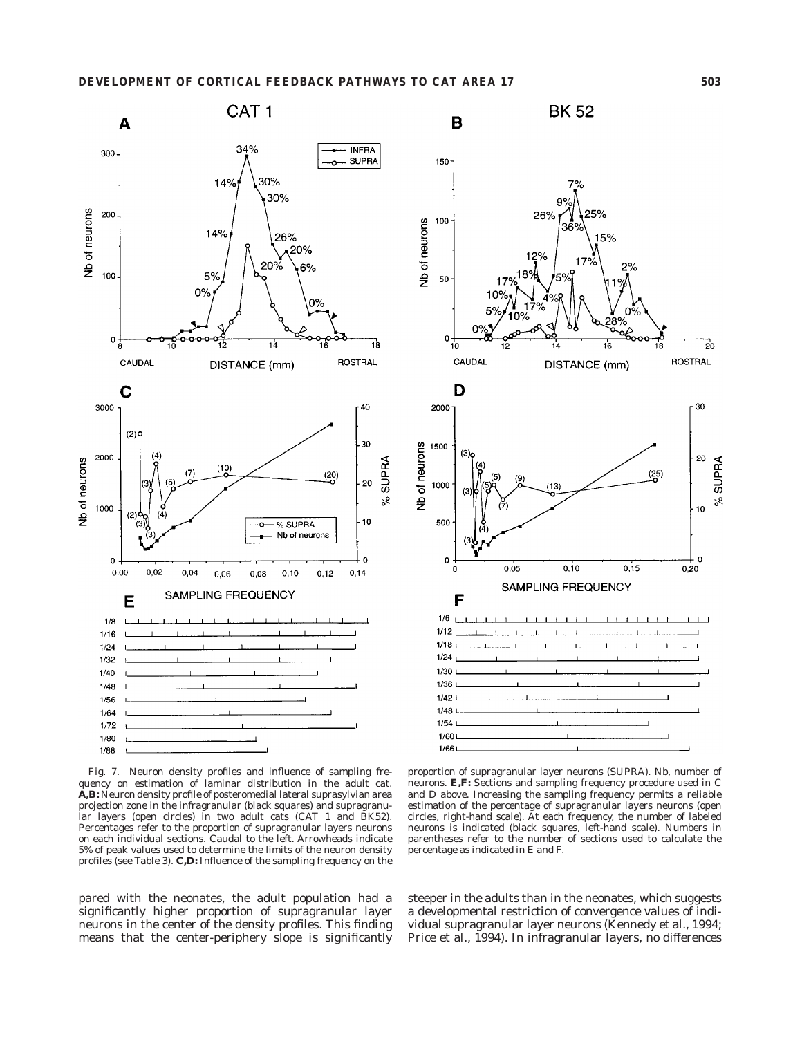Fig. 7. Neuron density profiles and influence of sampling frequency on estimation of laminar distribution in the adult cat. **A,B:** Neuron density profile of posteromedial lateral suprasylvian area projection zone in the infragranular (black squares) and supragranular layers (open circles) in two adult cats (CAT 1 and BK52). Percentages refer to the proportion of supragranular layers neurons on each individual sections. Caudal to the left. Arrowheads indicate 5% of peak values used to determine the limits of the neuron density profiles (see Table 3). **C,D:** Influence of the sampling frequency on the proportion of supragranular layer neurons (SUPRA). Nb, number of neurons. **E,F:** Sections and sampling frequency procedure used in C and D above. Increasing the sampling frequency permits a reliable estimation of the percentage of supragranular layers neurons (open circles, right-hand scale). At each frequency, the number of labeled neurons is indicated (black squares, left-hand scale). Numbers in parentheses refer to the number of sections used to calculate the percentage as indicated in E and F.

pared with the neonates, the adult population had a significantly higher proportion of supragranular layer neurons in the center of the density profiles. This finding means that the center-periphery slope is significantly steeper in the adults than in the neonates, which suggests a developmental restriction of convergence values of individual supragranular layer neurons (Kennedy et al., 1994; Price et al., 1994). In infragranular layers, no differences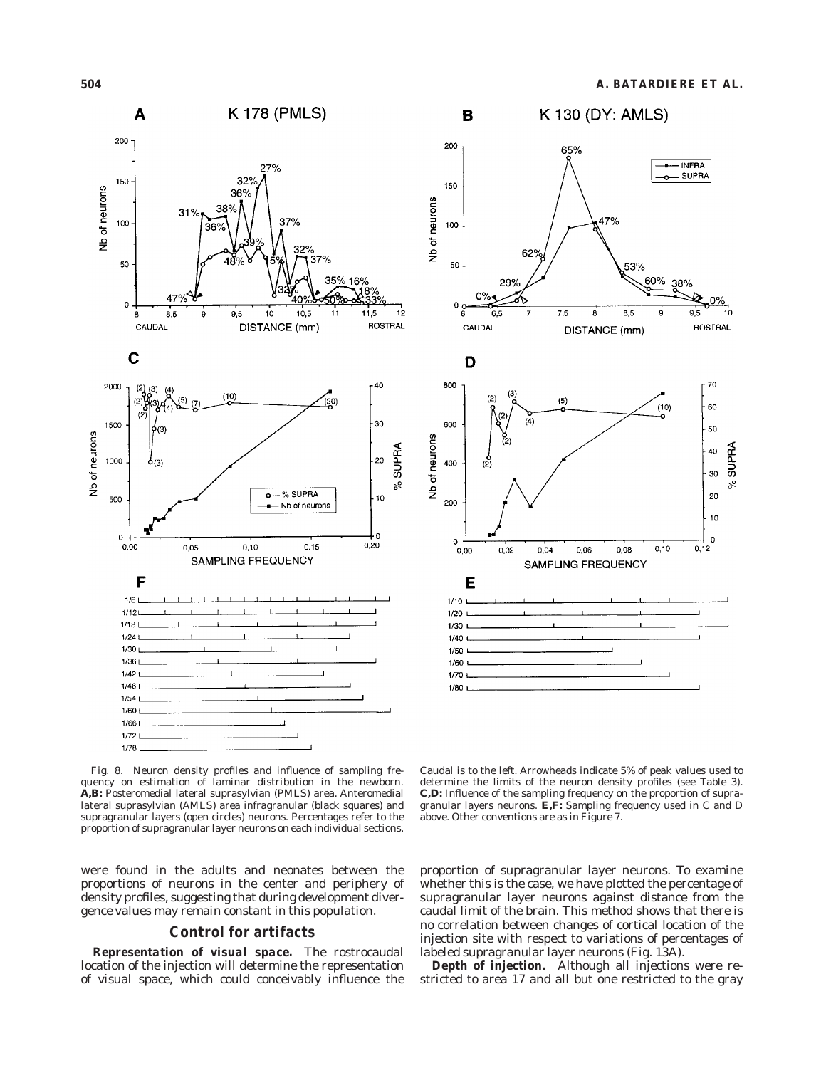Fig. 8. Neuron density profiles and influence of sampling frequency on estimation of laminar distribution in the newborn. **A,B:** Posteromedial lateral suprasylvian (PMLS) area. Anteromedial lateral suprasylvian (AMLS) area infragranular (black squares) and supragranular layers (open circles) neurons. Percentages refer to the proportion of supragranular layer neurons on each individual sections. Caudal is to the left. Arrowheads indicate 5% of peak values used to determine the limits of the neuron density profiles (see Table 3). **C,D:** Influence of the sampling frequency on the proportion of supragranular layers neurons. **E,F:** Sampling frequency used in C and D above. Other conventions are as in Figure 7.

were found in the adults and neonates between the proportions of neurons in the center and periphery of density profiles, suggesting that during development divergence values may remain constant in this population.

## Control for artifacts

***Representation of visual space.*** The rostrocaudal location of the injection will determine the representation of visual space, which could conceivably influence the proportion of supragranular layer neurons. To examine whether this is the case, we have plotted the percentage of supragranular layer neurons against distance from the caudal limit of the brain. This method shows that there is no correlation between changes of cortical location of the injection site with respect to variations of percentages of labeled supragranular layer neurons (Fig. 13A).

***Depth of injection.*** Although all injections were restricted to area 17 and all but one restricted to the gray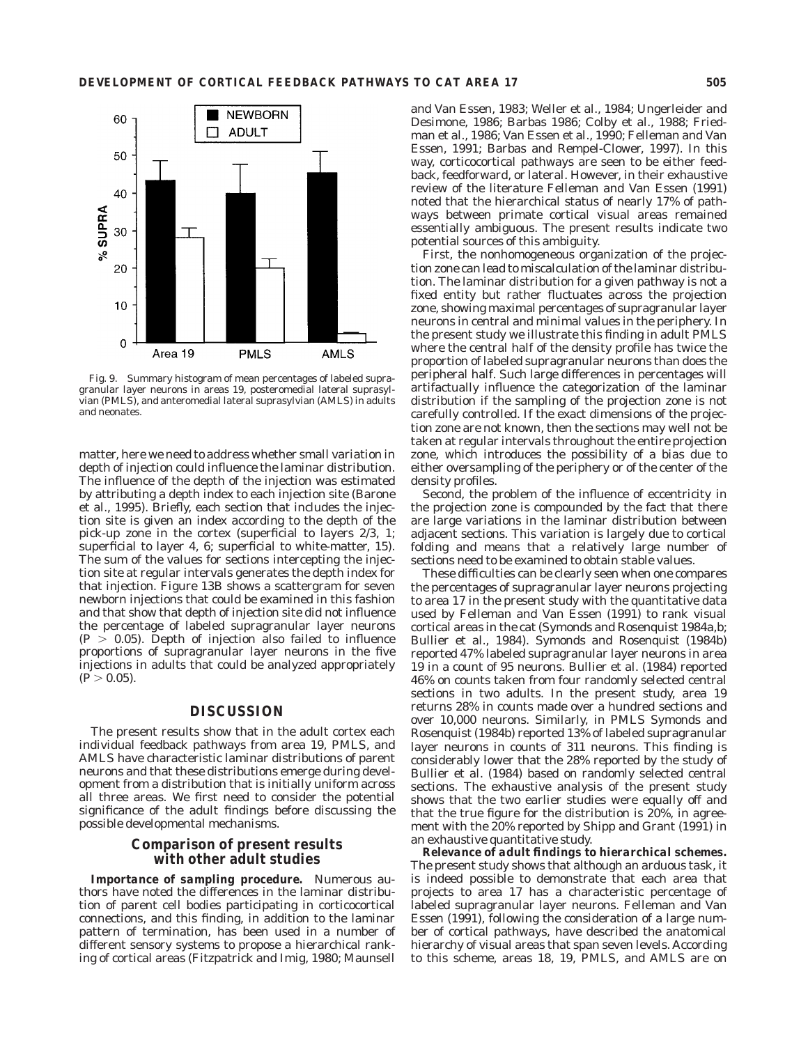Fig. 9. Summary histogram of mean percentages of labeled supragranular layer neurons in areas 19, posteromedial lateral suprasylvian (PMLS), and anteromedial lateral suprasylvian (AMLS) in adults and neonates.

matter, here we need to address whether small variation in depth of injection could influence the laminar distribution. The influence of the depth of the injection was estimated by attributing a depth index to each injection site (Barone et al., 1995). Briefly, each section that includes the injection site is given an index according to the depth of the pick-up zone in the cortex (superficial to layers 2/3, 1; superficial to layer 4, 6; superficial to white-matter, 15). The sum of the values for sections intercepting the injection site at regular intervals generates the depth index for that injection. Figure 13B shows a scattergram for seven newborn injections that could be examined in this fashion and that show that depth of injection site did not influence the percentage of labeled supragranular layer neurons ($P > 0.05$). Depth of injection also failed to influence proportions of supragranular layer neurons in the five injections in adults that could be analyzed appropriately ($P > 0.05$).

## DISCUSSION

The present results show that in the adult cortex each individual feedback pathways from area 19, PMLS, and AMLS have characteristic laminar distributions of parent neurons and that these distributions emerge during development from a distribution that is initially uniform across all three areas. We first need to consider the potential significance of the adult findings before discussing the possible developmental mechanisms.

### Comparison of present results with other adult studies

***Importance of sampling procedure.*** Numerous authors have noted the differences in the laminar distribution of parent cell bodies participating in corticocortical connections, and this finding, in addition to the laminar pattern of termination, has been used in a number of different sensory systems to propose a hierarchical ranking of cortical areas (Fitzpatrick and Imig, 1980; Maunsell and Van Essen, 1983; Weller et al., 1984; Ungerleider and Desimone, 1986; Barbas 1986; Colby et al., 1988; Friedman et al., 1986; Van Essen et al., 1990; Felleman and Van Essen, 1991; Barbas and Rempel-Clower, 1997). In this way, corticocortical pathways are seen to be either feedback, feedforward, or lateral. However, in their exhaustive review of the literature Felleman and Van Essen (1991) noted that the hierarchical status of nearly 17% of pathways between primate cortical visual areas remained essentially ambiguous. The present results indicate two potential sources of this ambiguity.

First, the nonhomogeneous organization of the projection zone can lead to miscalculation of the laminar distribution. The laminar distribution for a given pathway is not a fixed entity but rather fluctuates across the projection zone, showing maximal percentages of supragranular layer neurons in central and minimal values in the periphery. In the present study we illustrate this finding in adult PMLS where the central half of the density profile has twice the proportion of labeled supragranular neurons than does the peripheral half. Such large differences in percentages will artifactually influence the categorization of the laminar distribution if the sampling of the projection zone is not carefully controlled. If the exact dimensions of the projection zone are not known, then the sections may well not be taken at regular intervals throughout the entire projection zone, which introduces the possibility of a bias due to either oversampling of the periphery or of the center of the density profiles.

Second, the problem of the influence of eccentricity in the projection zone is compounded by the fact that there are large variations in the laminar distribution between adjacent sections. This variation is largely due to cortical folding and means that a relatively large number of sections need to be examined to obtain stable values.

These difficulties can be clearly seen when one compares the percentages of supragranular layer neurons projecting to area 17 in the present study with the quantitative data used by Felleman and Van Essen (1991) to rank visual cortical areas in the cat (Symonds and Rosenquist 1984a,b; Bullier et al., 1984). Symonds and Rosenquist (1984b) reported 47% labeled supragranular layer neurons in area 19 in a count of 95 neurons. Bullier et al. (1984) reported 46% on counts taken from four randomly selected central sections in two adults. In the present study, area 19 returns 28% in counts made over a hundred sections and over 10,000 neurons. Similarly, in PMLS Symonds and Rosenquist (1984b) reported 13% of labeled supragranular layer neurons in counts of 311 neurons. This finding is considerably lower that the 28% reported by the study of Bullier et al. (1984) based on randomly selected central sections. The exhaustive analysis of the present study shows that the two earlier studies were equally off and that the true figure for the distribution is 20%, in agreement with the 20% reported by Shipp and Grant (1991) in an exhaustive quantitative study.

***Relevance of adult findings to hierarchical schemes.*** The present study shows that although an arduous task, it is indeed possible to demonstrate that each area that projects to area 17 has a characteristic percentage of labeled supragranular layer neurons. Felleman and Van Essen (1991), following the consideration of a large number of cortical pathways, have described the anatomical hierarchy of visual areas that span seven levels. According to this scheme, areas 18, 19, PMLS, and AMLS are on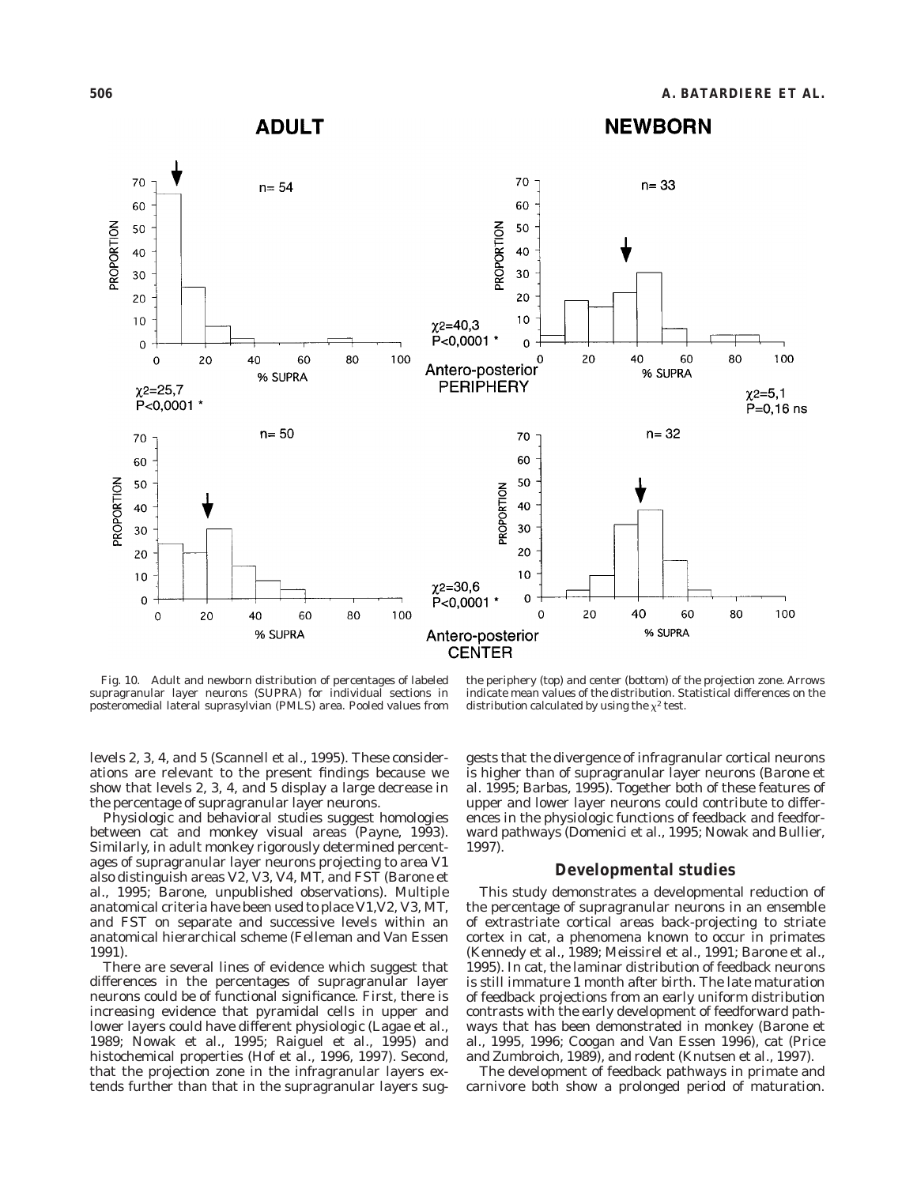Fig. 10. Adult and newborn distribution of percentages of labeled supragranular layer neurons (SUPRA) for individual sections in posteromedial lateral suprasylvian (PMLS) area. Pooled values from the periphery (top) and center (bottom) of the projection zone. Arrows indicate mean values of the distribution. Statistical differences on the distribution calculated by using the $\chi^2$ test.

levels 2, 3, 4, and 5 (Scannell et al., 1995). These considerations are relevant to the present findings because we show that levels 2, 3, 4, and 5 display a large decrease in the percentage of supragranular layer neurons.

Physiologic and behavioral studies suggest homologies between cat and monkey visual areas (Payne, 1993). Similarly, in adult monkey rigorously determined percentages of supragranular layer neurons projecting to area V1 also distinguish areas V2, V3, V4, MT, and FST (Barone et al., 1995; Barone, unpublished observations). Multiple anatomical criteria have been used to place V1,V2, V3, MT, and FST on separate and successive levels within an anatomical hierarchical scheme (Felleman and Van Essen 1991).

There are several lines of evidence which suggest that differences in the percentages of supragranular layer neurons could be of functional significance. First, there is increasing evidence that pyramidal cells in upper and lower layers could have different physiologic (Lagae et al., 1989; Nowak et al., 1995; Raiguel et al., 1995) and histochemical properties (Hof et al., 1996, 1997). Second, that the projection zone in the infragranular layers extends further than that in the supragranular layers suggests that the divergence of infragranular cortical neurons is higher than of supragranular layer neurons (Barone et al. 1995; Barbas, 1995). Together both of these features of upper and lower layer neurons could contribute to differences in the physiologic functions of feedback and feedforward pathways (Domenici et al., 1995; Nowak and Bullier, 1997).

## Developmental studies

This study demonstrates a developmental reduction of the percentage of supragranular neurons in an ensemble of extrastriate cortical areas back-projecting to striate cortex in cat, a phenomena known to occur in primates (Kennedy et al., 1989; Meissirel et al., 1991; Barone et al., 1995). In cat, the laminar distribution of feedback neurons is still immature 1 month after birth. The late maturation of feedback projections from an early uniform distribution contrasts with the early development of feedforward pathways that has been demonstrated in monkey (Barone et al., 1995, 1996; Coogan and Van Essen 1996), cat (Price and Zumbroich, 1989), and rodent (Knutsen et al., 1997).

The development of feedback pathways in primate and carnivore both show a prolonged period of maturation.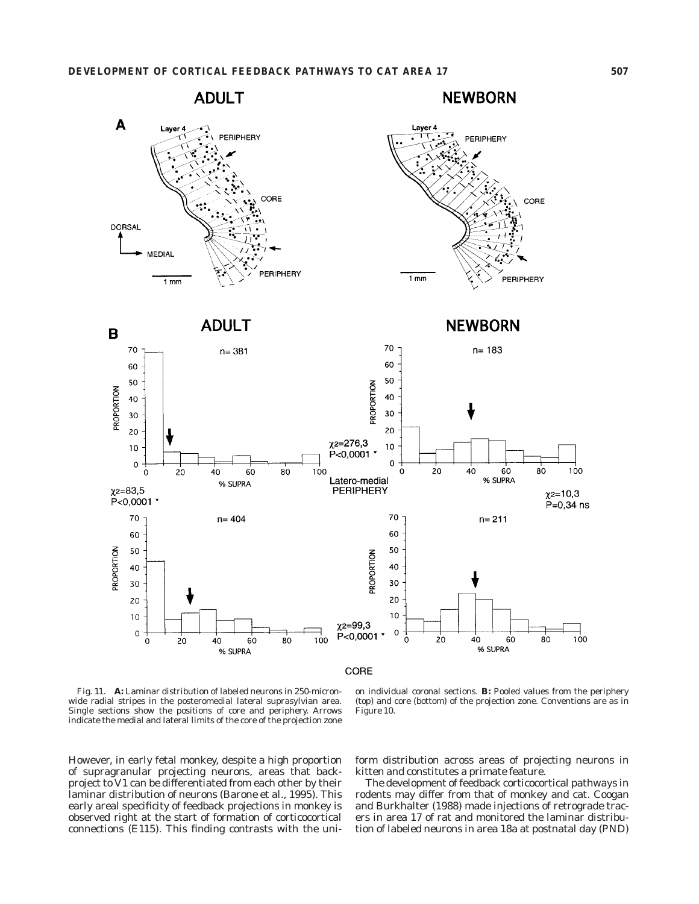Fig. 11. **A:** Laminar distribution of labeled neurons in 250-micron-wide radial stripes in the posteromedial lateral suprasylvian area. Single sections show the positions of core and periphery. Arrows indicate the medial and lateral limits of the core of the projection zone on individual coronal sections. **B:** Pooled values from the periphery (top) and core (bottom) of the projection zone. Conventions are as in Figure 10.

However, in early fetal monkey, despite a high proportion of supragranular projecting neurons, areas that back-project to V1 can be differentiated from each other by their laminar distribution of neurons (Barone et al., 1995). This early areal specificity of feedback projections in monkey is observed right at the start of formation of corticocortical connections (E115). This finding contrasts with the uniform distribution across areas of projecting neurons in kitten and constitutes a primate feature.

The development of feedback corticocortical pathways in rodents may differ from that of monkey and cat. Coogan and Burkhalter (1988) made injections of retrograde tracers in area 17 of rat and monitored the laminar distribution of labeled neurons in area 18a at postnatal day (PND)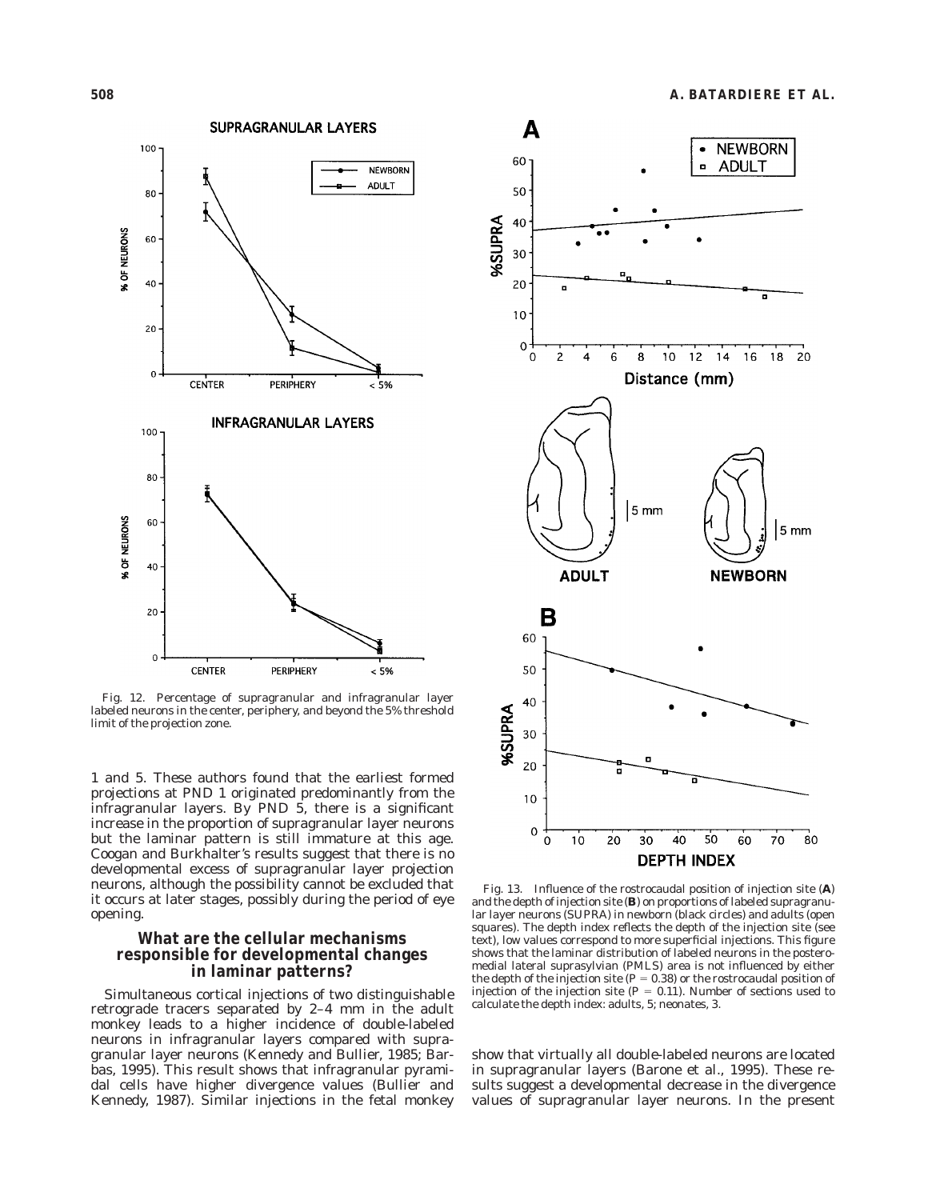Fig. 12. Percentage of supragranular and infragranular layer labeled neurons in the center, periphery, and beyond the 5% threshold limit of the projection zone.

1 and 5. These authors found that the earliest formed projections at PND 1 originated predominantly from the infragranular layers. By PND 5, there is a significant increase in the proportion of supragranular layer neurons but the laminar pattern is still immature at this age. Coogan and Burkhalter's results suggest that there is no developmental excess of supragranular layer projection neurons, although the possibility cannot be excluded that it occurs at later stages, possibly during the period of eye opening.

## What are the cellular mechanisms responsible for developmental changes in laminar patterns?

Simultaneous cortical injections of two distinguishable retrograde tracers separated by 2–4 mm in the adult monkey leads to a higher incidence of double-labeled neurons in infragranular layers compared with supragranular layer neurons (Kennedy and Bullier, 1985; Barbas, 1995). This result shows that infragranular pyramidal cells have higher divergence values (Bullier and Kennedy, 1987). Similar injections in the fetal monkey show that virtually all double-labeled neurons are located in supragranular layers (Barone et al., 1995). These results suggest a developmental decrease in the divergence values of supragranular layer neurons. In the present

Fig. 13. Influence of the rostrocaudal position of injection site (**A**) and the depth of injection site (**B**) on proportions of labeled supragranular layer neurons (SUPRA) in newborn (black circles) and adults (open squares). The depth index reflects the depth of the injection site (see text), low values correspond to more superficial injections. This figure shows that the laminar distribution of labeled neurons in the posteromedial lateral suprasylvian (PMLS) area is not influenced by either the depth of the injection site ($P = 0.38$) or the rostrocaudal position of injection of the injection site ($P = 0.11$). Number of sections used to calculate the depth index: adults, 5; neonates, 3.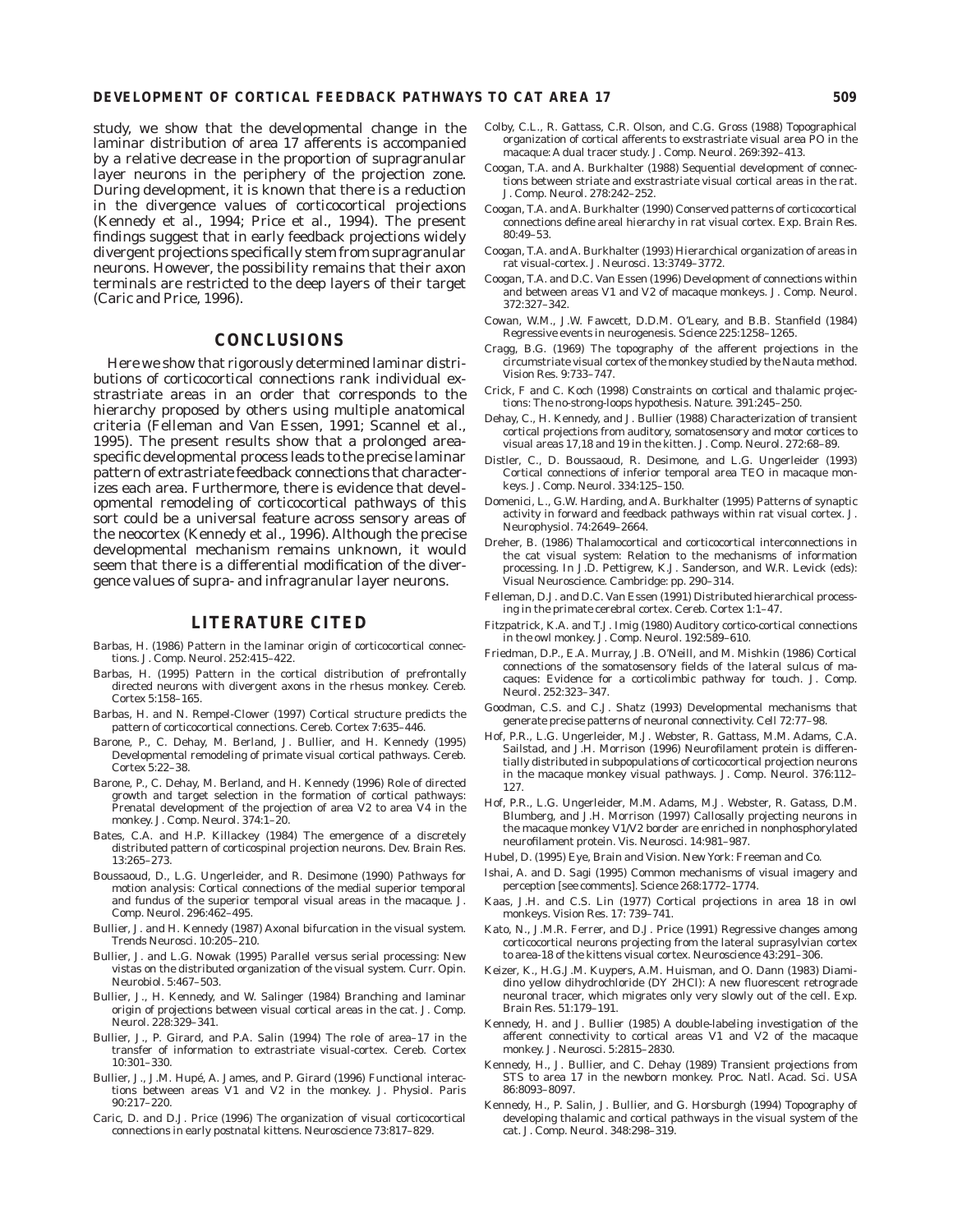study, we show that the developmental change in the laminar distribution of area 17 afferents is accompanied by a relative decrease in the proportion of supragranular layer neurons in the periphery of the projection zone. During development, it is known that there is a reduction in the divergence values of corticocortical projections (Kennedy et al., 1994; Price et al., 1994). The present findings suggest that in early feedback projections widely divergent projections specifically stem from supragranular neurons. However, the possibility remains that their axon terminals are restricted to the deep layers of their target (Caric and Price, 1996).

## CONCLUSIONS

Here we show that rigorously determined laminar distributions of corticocortical connections rank individual extrastriate areas in an order that corresponds to the hierarchy proposed by others using multiple anatomical criteria (Felleman and Van Essen, 1991; Scannel et al., 1995). The present results show that a prolonged area-specific developmental process leads to the precise laminar pattern of extrastriate feedback connections that characterizes each area. Furthermore, there is evidence that developmental remodeling of corticocortical pathways of this sort could be a universal feature across sensory areas of the neocortex (Kennedy et al., 1996). Although the precise developmental mechanism remains unknown, it would seem that there is a differential modification of the divergence values of supra- and infragranular layer neurons.

## LITERATURE CITED

Barbas, H. (1986) Pattern in the laminar origin of corticocortical connections. J. Comp. Neurol. 252:415–422.

Barbas, H. (1995) Pattern in the cortical distribution of prefrontally directed neurons with divergent axons in the rhesus monkey. Cereb. Cortex 5:158–165.

Barbas, H. and N. Rempel-Clower (1997) Cortical structure predicts the pattern of corticocortical connections. Cereb. Cortex 7:635–446.

Barone, P., C. Dehay, M. Berland, J. Bullier, and H. Kennedy (1995) Developmental remodeling of primate visual cortical pathways. Cereb. Cortex 5:22–38.

Barone, P., C. Dehay, M. Berland, and H. Kennedy (1996) Role of directed growth and target selection in the formation of cortical pathways: Prenatal development of the projection of area V2 to area V4 in the monkey. J. Comp. Neurol. 374:1–20.

Bates, C.A. and H.P. Killackey (1984) The emergence of a discretely distributed pattern of corticospinal projection neurons. Dev. Brain Res. 13:265–273.

Boussaoud, D., L.G. Ungerleider, and R. Desimone (1990) Pathways for motion analysis: Cortical connections of the medial superior temporal and fundus of the superior temporal visual areas in the macaque. J. Comp. Neurol. 296:462–495.

Bullier, J. and H. Kennedy (1987) Axonal bifurcation in the visual system. Trends Neurosci. 10:205–210.

Bullier, J. and L.G. Nowak (1995) Parallel versus serial processing: New vistas on the distributed organization of the visual system. Curr. Opin. Neurobiol. 5:467–503.

Bullier, J., H. Kennedy, and W. Salinger (1984) Branching and laminar origin of projections between visual cortical areas in the cat. J. Comp. Neurol. 228:329–341.

Bullier, J., P. Girard, and P.A. Salin (1994) The role of area–17 in the transfer of information to extrastriate visual-cortex. Cereb. Cortex 10:301–330.

Bullier, J., J.M. Hupé, A. James, and P. Girard (1996) Functional interactions between areas V1 and V2 in the monkey. J. Physiol. Paris 90:217–220.

Caric, D. and D.J. Price (1996) The organization of visual corticocortical connections in early postnatal kittens. Neuroscience 73:817–829.

Colby, C.L., R. Gattass, C.R. Olson, and C.G. Gross (1988) Topographical organization of cortical afferents to exstrastriate visual area PO in the macaque: A dual tracer study. J. Comp. Neurol. 269:392–413.

Coogan, T.A. and A. Burkhalter (1988) Sequential development of connections between striate and exstrastriate visual cortical areas in the rat. J. Comp. Neurol. 278:242–252.

Coogan, T.A. and A. Burkhalter (1990) Conserved patterns of corticocortical connections define areal hierarchy in rat visual cortex. Exp. Brain Res. 80:49–53.

Coogan, T.A. and A. Burkhalter (1993) Hierarchical organization of areas in rat visual-cortex. J. Neurosci. 13:3749–3772.

Coogan, T.A. and D.C. Van Essen (1996) Development of connections within and between areas V1 and V2 of macaque monkeys. J. Comp. Neurol. 372:327–342.

Cowan, W.M., J.W. Fawcett, D.D.M. O'Leary, and B.B. Stanfield (1984) Regressive events in neurogenesis. Science 225:1258–1265.

Cragg, B.G. (1969) The topography of the afferent projections in the circumstriate visual cortex of the monkey studied by the Nauta method. Vision Res. 9:733–747.

Crick, F and C. Koch (1998) Constraints on cortical and thalamic projections: The no-strong-loops hypothesis. Nature. 391:245–250.

Dehay, C., H. Kennedy, and J. Bullier (1988) Characterization of transient cortical projections from auditory, somatosensory and motor cortices to visual areas 17,18 and 19 in the kitten. J. Comp. Neurol. 272:68–89.

Distler, C., D. Boussaoud, R. Desimone, and L.G. Ungerleider (1993) Cortical connections of inferior temporal area TEO in macaque monkeys. J. Comp. Neurol. 334:125–150.

Domenici, L., G.W. Harding, and A. Burkhalter (1995) Patterns of synaptic activity in forward and feedback pathways within rat visual cortex. J. Neurophysiol. 74:2649–2664.

Dreher, B. (1986) Thalamocortical and corticocortical interconnections in the cat visual system: Relation to the mechanisms of information processing. In J.D. Pettigrew, K.J. Sanderson, and W.R. Levick (eds): Visual Neuroscience. Cambridge: pp. 290–314.

Felleman, D.J. and D.C. Van Essen (1991) Distributed hierarchical processing in the primate cerebral cortex. Cereb. Cortex 1:1–47.

Fitzpatrick, K.A. and T.J. Imig (1980) Auditory cortico-cortical connections in the owl monkey. J. Comp. Neurol. 192:589–610.

Friedman, D.P., E.A. Murray, J.B. O'Neill, and M. Mishkin (1986) Cortical connections of the somatosensory fields of the lateral sulcus of macaques: Evidence for a corticolimbic pathway for touch. J. Comp. Neurol. 252:323–347.

Goodman, C.S. and C.J. Shatz (1993) Developmental mechanisms that generate precise patterns of neuronal connectivity. Cell 72:77–98.

Hof, P.R., L.G. Ungerleider, M.J. Webster, R. Gattass, M.M. Adams, C.A. Sailstad, and J.H. Morrison (1996) Neurofilament protein is differentially distributed in subpopulations of corticocortical projection neurons in the macaque monkey visual pathways. J. Comp. Neurol. 376:112–127.

Hof, P.R., L.G. Ungerleider, M.M. Adams, M.J. Webster, R. Gatass, D.M. Blumberg, and J.H. Morrison (1997) Callosally projecting neurons in the macaque monkey V1/V2 border are enriched in nonphosphorylated neurofilament protein. Vis. Neurosci. 14:981–987.

Hubel, D. (1995) Eye, Brain and Vision. New York: Freeman and Co.

Ishai, A. and D. Sagi (1995) Common mechanisms of visual imagery and perception [see comments]. Science 268:1772–1774.

Kaas, J.H. and C.S. Lin (1977) Cortical projections in area 18 in owl monkeys. Vision Res. 17: 739–741.

Kato, N., J.M.R. Ferrer, and D.J. Price (1991) Regressive changes among corticocortical neurons projecting from the lateral suprasylvian cortex to area-18 of the kittens visual cortex. Neuroscience 43:291–306.

Keizer, K., H.G.J.M. Kuypers, A.M. Huisman, and O. Dann (1983) Diamidino yellow dihydrochloride (DY 2HCl): A new fluorescent retrograde neuronal tracer, which migrates only very slowly out of the cell. Exp. Brain Res. 51:179–191.

Kennedy, H. and J. Bullier (1985) A double-labeling investigation of the afferent connectivity to cortical areas V1 and V2 of the macaque monkey. J. Neurosci. 5:2815–2830.

Kennedy, H., J. Bullier, and C. Dehay (1989) Transient projections from STS to area 17 in the newborn monkey. Proc. Natl. Acad. Sci. USA 86:8093–8097.

Kennedy, H., P. Salin, J. Bullier, and G. Horsburgh (1994) Topography of developing thalamic and cortical pathways in the visual system of the cat. J. Comp. Neurol. 348:298–319.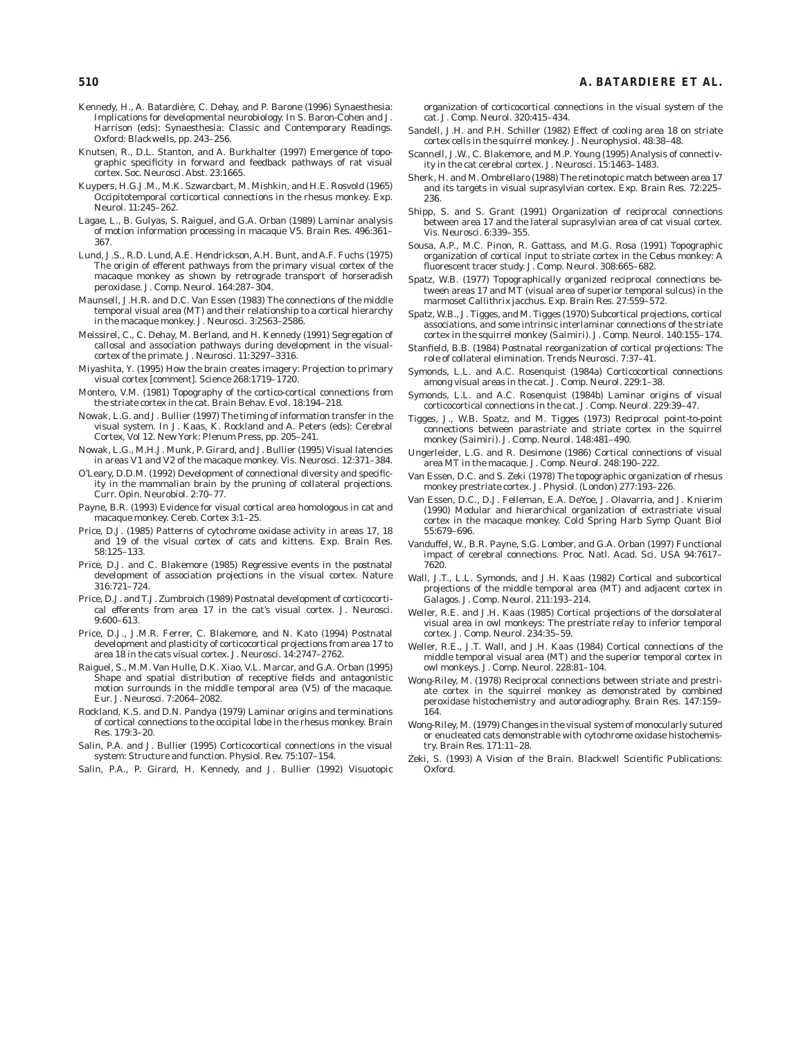Kennedy, H., A. Batardière, C. Dehay, and P. Barone (1996) Synaesthesia: Implications for developmental neurobiology. In S. Baron-Cohen and J. Harrison (eds): Synaesthesia: Classic and Contemporary Readings. Oxford: Blackwells, pp. 243–256.

Knutsen, R., D.L. Stanton, and A. Burkhalter (1997) Emergence of topographic specificity in forward and feedback pathways of rat visual cortex. Soc. Neurosci. Abst. 23:1665.

Kuypers, H.G.J.M., M.K. Szwarcbart, M. Mishkin, and H.E. Rosvold (1965) Occipitotemporal corticortical connections in the rhesus monkey. Exp. Neurol. 11:245–262.

Lagae, L., B. Gulyas, S. Raiguel, and G.A. Orban (1989) Laminar analysis of motion information processing in macaque V5. Brain Res. 496:361–367.

Lund, J.S., R.D. Lund, A.E. Hendrickson, A.H. Bunt, and A.F. Fuchs (1975) The origin of efferent pathways from the primary visual cortex of the macaque monkey as shown by retrograde transport of horseradish peroxidase. J. Comp. Neurol. 164:287–304.

Maunsell, J.H.R. and D.C. Van Essen (1983) The connections of the middle temporal visual area (MT) and their relationship to a cortical hierarchy in the macaque monkey. J. Neurosci. 3:2563–2586.

Meissirel, C., C. Dehay, M. Berland, and H. Kennedy (1991) Segregation of callosal and association pathways during development in the visual-cortex of the primate. J. Neurosci. 11:3297–3316.

Miyashita, Y. (1995) How the brain creates imagery: Projection to primary visual cortex [comment]. Science 268:1719–1720.

Montero, V.M. (1981) Topography of the cortico-cortical connections from the striate cortex in the cat. Brain Behav. Evol. 18:194–218.

Nowak, L.G. and J. Bullier (1997) The timing of information transfer in the visual system. In J. Kaas, K. Rockland and A. Peters (eds): Cerebral Cortex, Vol 12. New York: Plenum Press, pp. 205–241.

Nowak, L.G., M.H.J. Munk, P. Girard, and J. Bullier (1995) Visual latencies in areas V1 and V2 of the macaque monkey. Vis. Neurosci. 12:371–384.

O'Leary, D.D.M. (1992) Development of connectional diversity and specificity in the mammalian brain by the pruning of collateral projections. Curr. Opin. Neurobiol. 2:70–77.

Payne, B.R. (1993) Evidence for visual cortical area homologous in cat and macaque monkey. Cereb. Cortex 3:1–25.

Price, D.J. (1985) Patterns of cytochrome oxidase activity in areas 17, 18 and 19 of the visual cortex of cats and kittens. Exp. Brain Res. 58:125–133.

Price, D.J. and C. Blakemore (1985) Regressive events in the postnatal development of association projections in the visual cortex. Nature 316:721–724.

Price, D.J. and T.J. Zumbroich (1989) Postnatal development of corticocortical efferents from area 17 in the cat's visual cortex. J. Neurosci. 9:600–613.

Price, D.J., J.M.R. Ferrer, C. Blakemore, and N. Kato (1994) Postnatal development and plasticity of corticocortical projections from area 17 to area 18 in the cats visual cortex. J. Neurosci. 14:2747–2762.

Raiguel, S., M.M. Van Hulle, D.K. Xiao, V.L. Marcar, and G.A. Orban (1995) Shape and spatial distribution of receptive fields and antagonistic motion surrounds in the middle temporal area (V5) of the macaque. Eur. J. Neurosci. 7:2064–2082.

Rockland, K.S. and D.N. Pandya (1979) Laminar origins and terminations of cortical connections to the occipital lobe in the rhesus monkey. Brain Res. 179:3–20.

Salin, P.A. and J. Bullier (1995) Corticocortical connections in the visual system: Structure and function. Physiol. Rev. 75:107–154.

Salin, P.A., P. Girard, H. Kennedy, and J. Bullier (1992) Visuotopic organization of corticocortical connections in the visual system of the cat. J. Comp. Neurol. 320:415–434.

Sandell, J.H. and P.H. Schiller (1982) Effect of cooling area 18 on striate cortex cells in the squirrel monkey. J. Neurophysiol. 48:38–48.

Scannell, J.W., C. Blakemore, and M.P. Young (1995) Analysis of connectivity in the cat cerebral cortex. J. Neurosci. 15:1463–1483.

Sherk, H. and M. Ombrellaro (1988) The retinotopic match between area 17 and its targets in visual suprasylvian cortex. Exp. Brain Res. 72:225–236.

Shipp, S. and S. Grant (1991) Organization of reciprocal connections between area 17 and the lateral suprasylvian area of cat visual cortex. Vis. Neurosci. 6:339–355.

Sousa, A.P., M.C. Pinon, R. Gattass, and M.G. Rosa (1991) Topographic organization of cortical input to striate cortex in the Cebus monkey: A fluorescent tracer study. J. Comp. Neurol. 308:665–682.

Spatz, W.B. (1977) Topographically organized reciprocal connections between areas 17 and MT (visual area of superior temporal sulcus) in the marmoset Callithrix jacchus. Exp. Brain Res. 27:559–572.

Spatz, W.B., J. Tigges, and M. Tigges (1970) Subcortical projections, cortical associations, and some intrinsic interlaminar connections of the striate cortex in the squirrel monkey (Saimiri). J. Comp. Neurol. 140:155–174.

Stanfield, B.B. (1984) Postnatal reorganization of cortical projections: The role of collateral elimination. Trends Neurosci. 7:37–41.

Symonds, L.L. and A.C. Rosenquist (1984a) Corticocortical connections among visual areas in the cat. J. Comp. Neurol. 229:1–38.

Symonds, L.L. and A.C. Rosenquist (1984b) Laminar origins of visual corticocortical connections in the cat. J. Comp. Neurol. 229:39–47.

Tigges, J., W.B. Spatz, and M. Tigges (1973) Reciprocal point-to-point connections between parastriate and striate cortex in the squirrel monkey (Saimiri). J. Comp. Neurol. 148:481–490.

Ungerleider, L.G. and R. Desimone (1986) Cortical connections of visual area MT in the macaque. J. Comp. Neurol. 248:190–222.

Van Essen, D.C. and S. Zeki (1978) The topographic organization of rhesus monkey prestriate cortex. J. Physiol. (London) 277:193–226.

Van Essen, D.C., D.J. Felleman, E.A. DeYoe, J. Olavarria, and J. Knierim (1990) Modular and hierarchical organization of extrastriate visual cortex in the macaque monkey. Cold Spring Harb Symp Quant Biol 55:679–696.

Vanduffel, W., B.R. Payne, S.G. Lomber, and G.A. Orban (1997) Functional impact of cerebral connections. Proc. Natl. Acad. Sci. USA 94:7617–7620.

Wall, J.T., L.L. Symonds, and J.H. Kaas (1982) Cortical and subcortical projections of the middle temporal area (MT) and adjacent cortex in Galagos. J. Comp. Neurol. 211:193–214.

Weller, R.E. and J.H. Kaas (1985) Cortical projections of the dorsolateral visual area in owl monkeys: The prestriate relay to inferior temporal cortex. J. Comp. Neurol. 234:35–59.

Weller, R.E., J.T. Wall, and J.H. Kaas (1984) Cortical connections of the middle temporal visual area (MT) and the superior temporal cortex in owl monkeys. J. Comp. Neurol. 228:81–104.

Wong-Riley, M. (1978) Reciprocal connections between striate and prestriate cortex in the squirrel monkey as demonstrated by combined peroxidase histochemistry and autoradiography. Brain Res. 147:159–164.

Wong-Riley, M. (1979) Changes in the visual system of monocularly sutured or enucleated cats demonstrable with cytochrome oxidase histochemistry. Brain Res. 171:11–28.

Zeki, S. (1993) A Vision of the Brain. Blackwell Scientific Publications: Oxford.